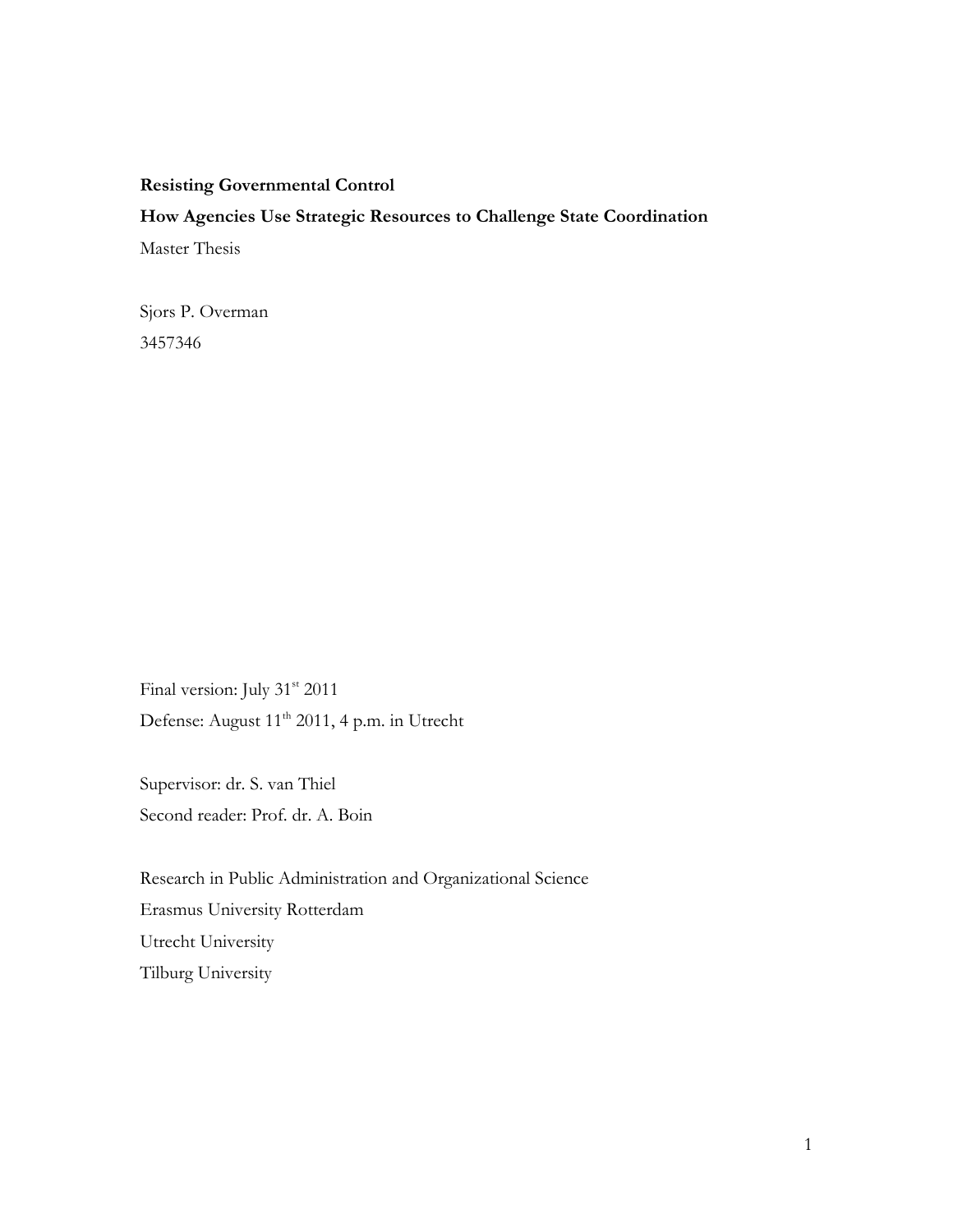**Resisting Governmental Control**

**How Agencies Use Strategic Resources to Challenge State Coordination**

Master Thesis

Sjors P. Overman

3457346

Final version: July 31st 2011

Defense: August 11th 2011, 4 p.m. in Utrecht

Supervisor: dr. S. van Thiel

Second reader: Prof. dr. A. Boin

Research in Public Administration and Organizational Science

Erasmus University Rotterdam

Utrecht University

Tilburg University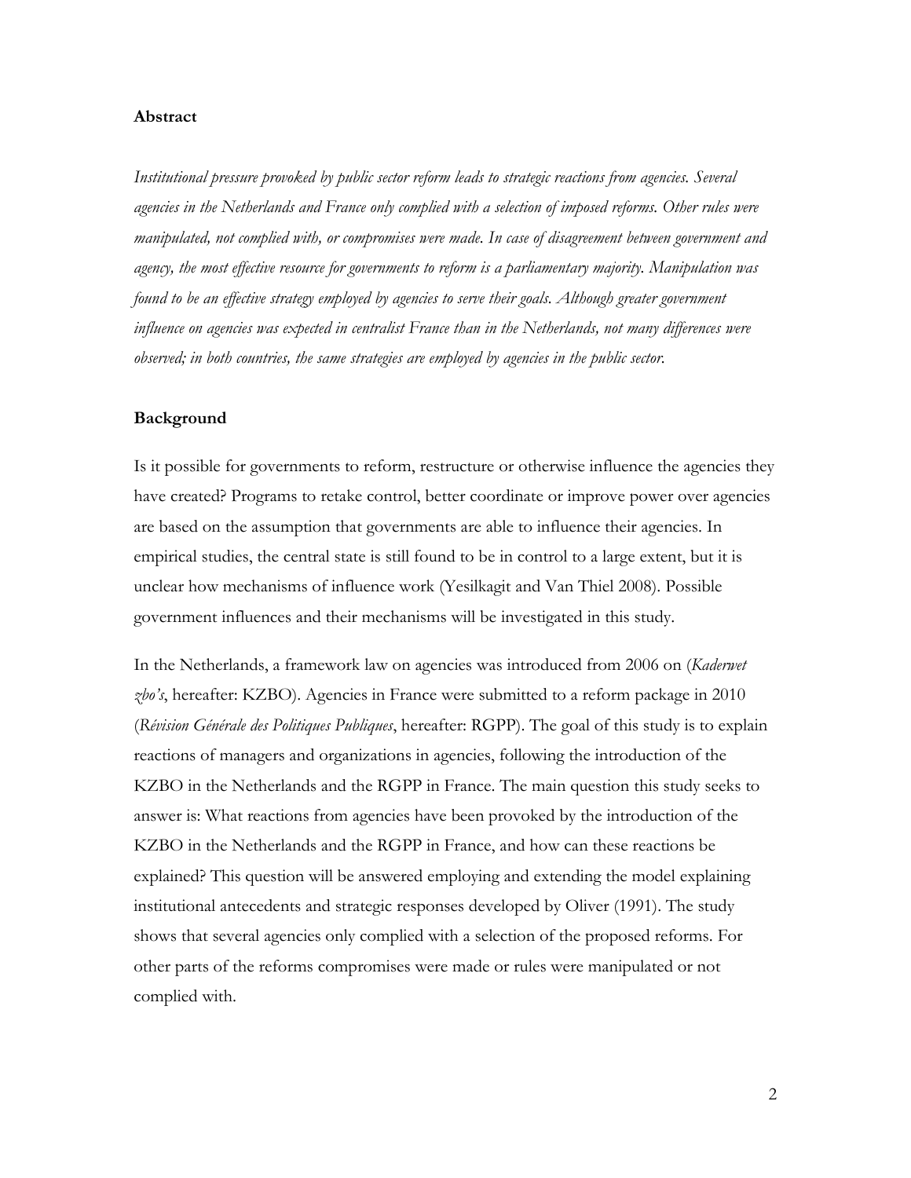**Abstract**

*Institutional pressure provoked by public sector reform leads to strategic reactions from agencies. Several agencies in the Netherlands and France only complied with a selection of imposed reforms. Other rules were manipulated, not complied with, or compromises were made. In case of disagreement between government and agency, the most effective resource for governments to reform is a parliamentary majority. Manipulation was found to be an effective strategy employed by agencies to serve their goals. Although greater government influence on agencies was expected in centralist France than in the Netherlands, not many differences were observed; in both countries, the same strategies are employed by agencies in the public sector.*

**Background**

Is it possible for governments to reform, restructure or otherwise influence the agencies they have created? Programs to retake control, better coordinate or improve power over agencies are based on the assumption that governments are able to influence their agencies. In empirical studies, the central state is still found to be in control to a large extent, but it is unclear how mechanisms of influence work (Yesilkagit and Van Thiel 2008). Possible government influences and their mechanisms will be investigated in this study.

In the Netherlands, a framework law on agencies was introduced from 2006 on (*Kaderwet zbo's*, hereafter: KZBO). Agencies in France were submitted to a reform package in 2010 (*Révision Générale des Politiques Publiques*, hereafter: RGPP). The goal of this study is to explain reactions of managers and organizations in agencies, following the introduction of the KZBO in the Netherlands and the RGPP in France. The main question this study seeks to answer is: What reactions from agencies have been provoked by the introduction of the KZBO in the Netherlands and the RGPP in France, and how can these reactions be explained? This question will be answered employing and extending the model explaining institutional antecedents and strategic responses developed by Oliver (1991). The study shows that several agencies only complied with a selection of the proposed reforms. For other parts of the reforms compromises were made or rules were manipulated or not complied with.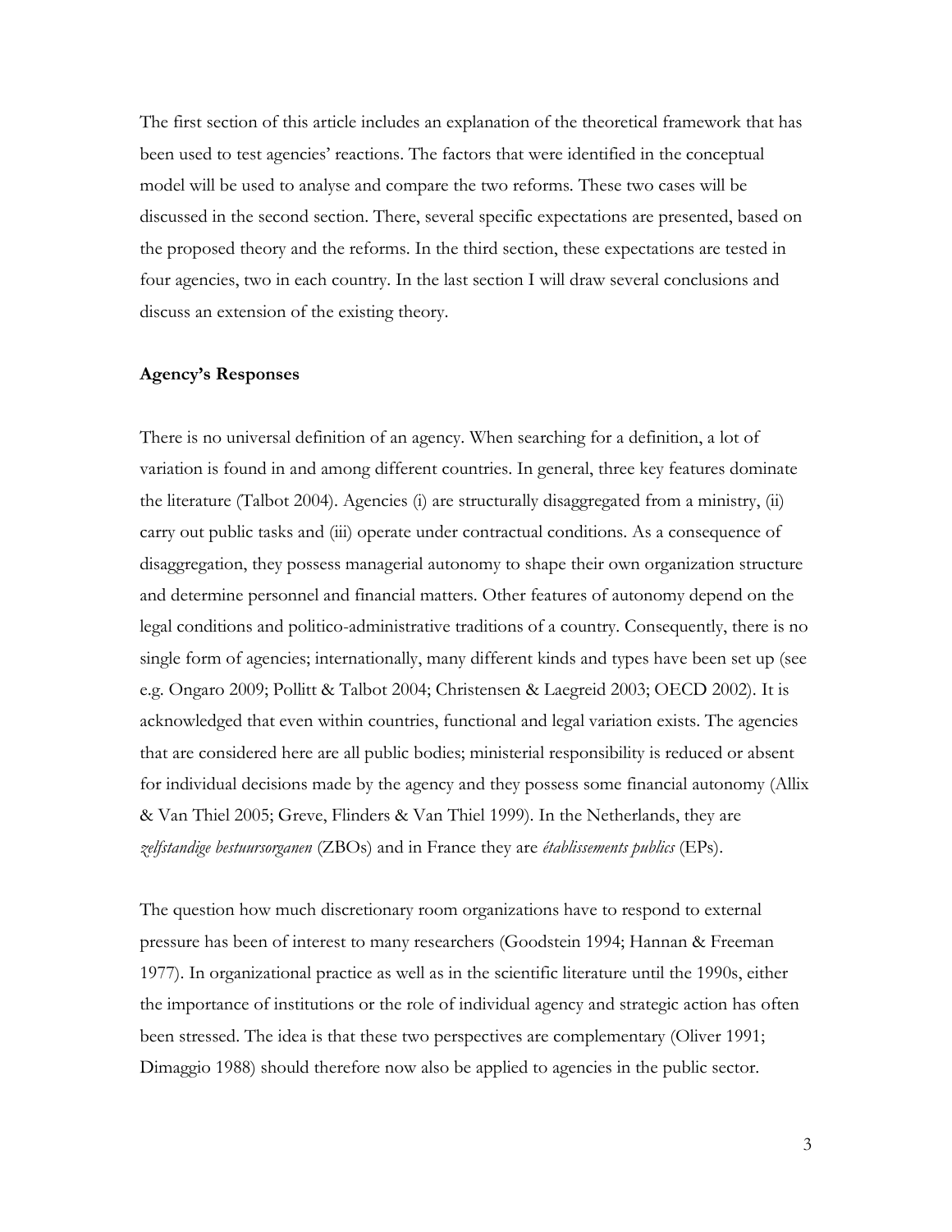The first section of this article includes an explanation of the theoretical framework that has been used to test agencies' reactions. The factors that were identified in the conceptual model will be used to analyse and compare the two reforms. These two cases will be discussed in the second section. There, several specific expectations are presented, based on the proposed theory and the reforms. In the third section, these expectations are tested in four agencies, two in each country. In the last section I will draw several conclusions and discuss an extension of the existing theory.

## Agency's Responses

There is no universal definition of an agency. When searching for a definition, a lot of variation is found in and among different countries. In general, three key features dominate the literature (Talbot 2004). Agencies (i) are structurally disaggregated from a ministry, (ii) carry out public tasks and (iii) operate under contractual conditions. As a consequence of disaggregation, they possess managerial autonomy to shape their own organization structure and determine personnel and financial matters. Other features of autonomy depend on the legal conditions and politico-administrative traditions of a country. Consequently, there is no single form of agencies; internationally, many different kinds and types have been set up (see e.g. Ongaro 2009; Pollitt & Talbot 2004; Christensen & Laegreid 2003; OECD 2002). It is acknowledged that even within countries, functional and legal variation exists. The agencies that are considered here are all public bodies; ministerial responsibility is reduced or absent for individual decisions made by the agency and they possess some financial autonomy (Allix & Van Thiel 2005; Greve, Flinders & Van Thiel 1999). In the Netherlands, they are *zelfstandige bestuursorganen* (ZBOs) and in France they are *établissements publics* (EPs).

The question how much discretionary room organizations have to respond to external pressure has been of interest to many researchers (Goodstein 1994; Hannan & Freeman 1977). In organizational practice as well as in the scientific literature until the 1990s, either the importance of institutions or the role of individual agency and strategic action has often been stressed. The idea is that these two perspectives are complementary (Oliver 1991; Dimaggio 1988) should therefore now also be applied to agencies in the public sector.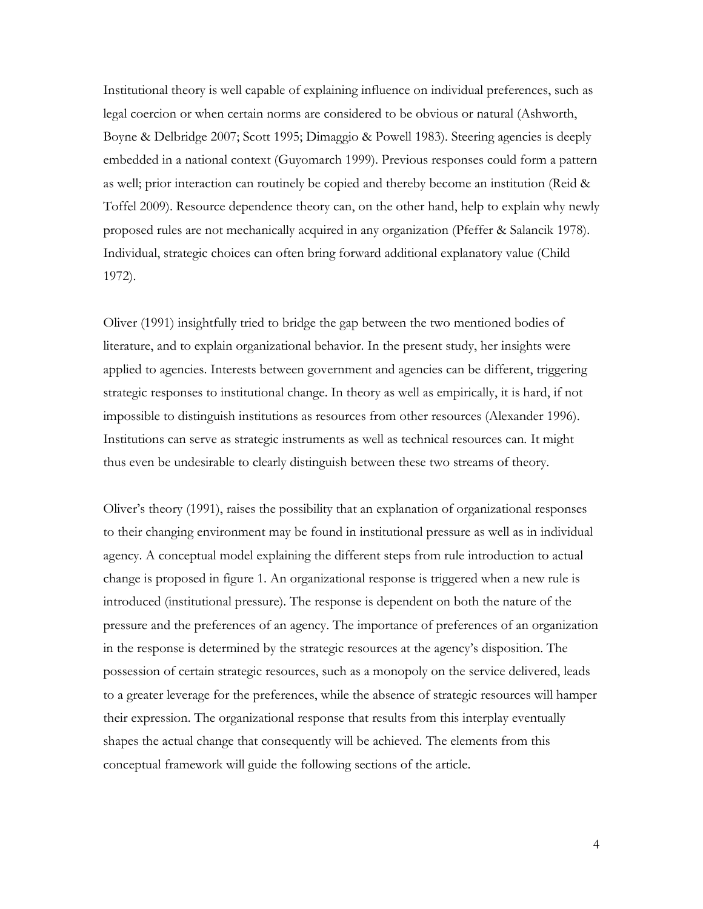Institutional theory is well capable of explaining influence on individual preferences, such as legal coercion or when certain norms are considered to be obvious or natural (Ashworth, Boyne & Delbridge 2007; Scott 1995; Dimaggio & Powell 1983). Steering agencies is deeply embedded in a national context (Guyomarch 1999). Previous responses could form a pattern as well; prior interaction can routinely be copied and thereby become an institution (Reid & Toffel 2009). Resource dependence theory can, on the other hand, help to explain why newly proposed rules are not mechanically acquired in any organization (Pfeffer & Salancik 1978). Individual, strategic choices can often bring forward additional explanatory value (Child 1972).

Oliver (1991) insightfully tried to bridge the gap between the two mentioned bodies of literature, and to explain organizational behavior. In the present study, her insights were applied to agencies. Interests between government and agencies can be different, triggering strategic responses to institutional change. In theory as well as empirically, it is hard, if not impossible to distinguish institutions as resources from other resources (Alexander 1996). Institutions can serve as strategic instruments as well as technical resources can. It might thus even be undesirable to clearly distinguish between these two streams of theory.

Oliver's theory (1991), raises the possibility that an explanation of organizational responses to their changing environment may be found in institutional pressure as well as in individual agency. A conceptual model explaining the different steps from rule introduction to actual change is proposed in figure 1. An organizational response is triggered when a new rule is introduced (institutional pressure). The response is dependent on both the nature of the pressure and the preferences of an agency. The importance of preferences of an organization in the response is determined by the strategic resources at the agency's disposition. The possession of certain strategic resources, such as a monopoly on the service delivered, leads to a greater leverage for the preferences, while the absence of strategic resources will hamper their expression. The organizational response that results from this interplay eventually shapes the actual change that consequently will be achieved. The elements from this conceptual framework will guide the following sections of the article.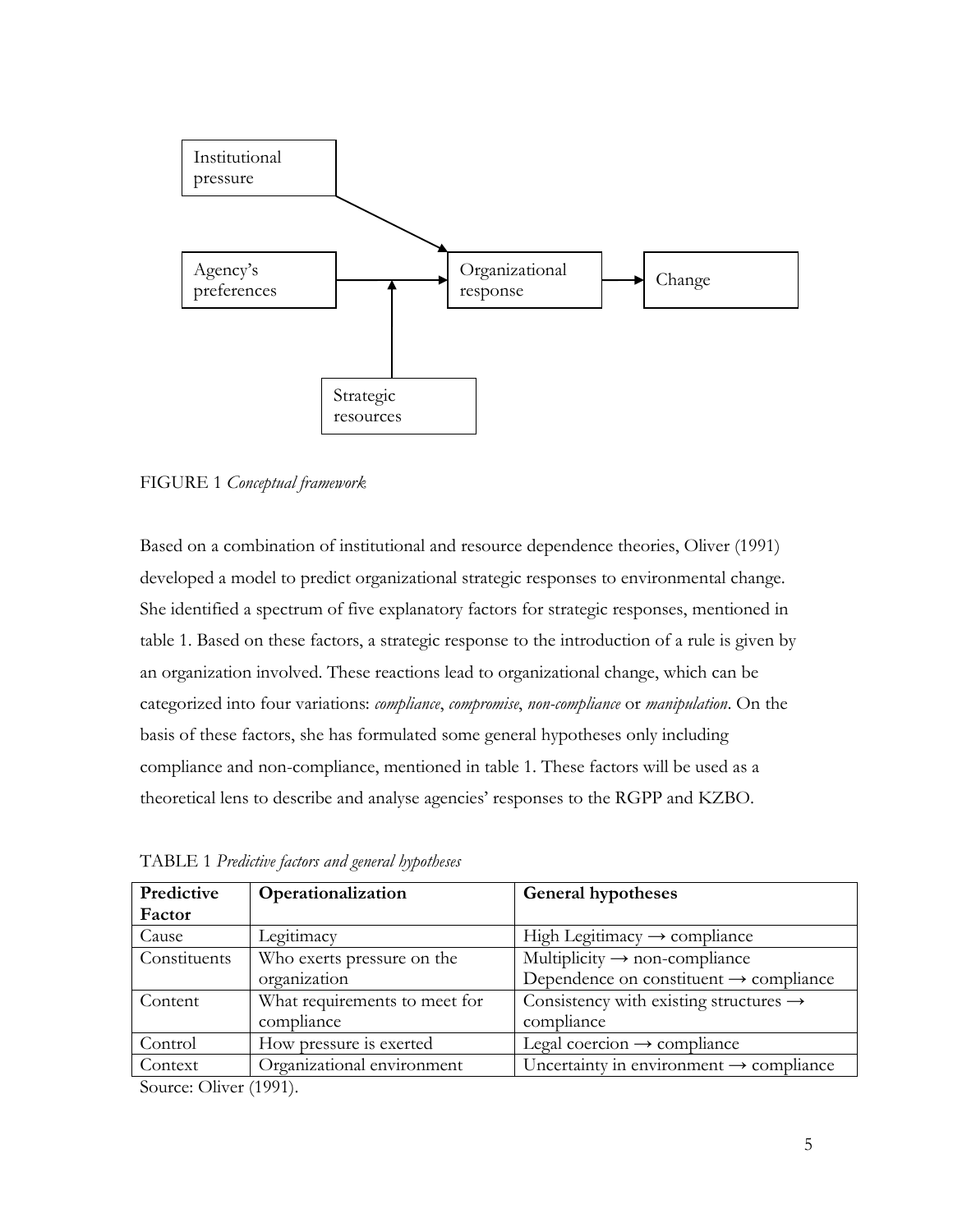Institutional pressure

Agency's preferences

Organizational response

Change

Strategic resources

FIGURE 1 *Conceptual framework*

Based on a combination of institutional and resource dependence theories, Oliver (1991) developed a model to predict organizational strategic responses to environmental change. She identified a spectrum of five explanatory factors for strategic responses, mentioned in table 1. Based on these factors, a strategic response to the introduction of a rule is given by an organization involved. These reactions lead to organizational change, which can be categorized into four variations: *compliance*, *compromise*, *non-compliance* or *manipulation*. On the basis of these factors, she has formulated some general hypotheses only including compliance and non-compliance, mentioned in table 1. These factors will be used as a theoretical lens to describe and analyse agencies' responses to the RGPP and KZBO.

TABLE 1 *Predictive factors and general hypotheses*

| Predictive Factor | Operationalization | General hypotheses |
|---|---|---|
| Cause | Legitimacy | High Legitimacy → compliance |
| Constituents | Who exerts pressure on the organization | Multiplicity → non-compliance<br>Dependence on constituent → compliance |
| Content | What requirements to meet for compliance | Consistency with existing structures → compliance |
| Control | How pressure is exerted | Legal coercion → compliance |
| Context | Organizational environment | Uncertainty in environment → compliance |

Source: Oliver (1991).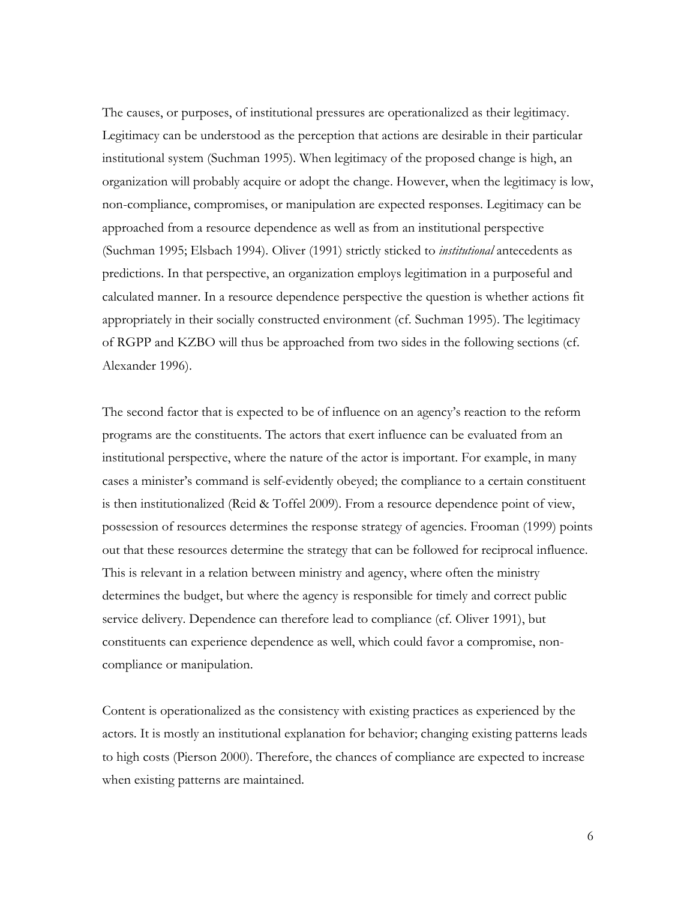The causes, or purposes, of institutional pressures are operationalized as their legitimacy. Legitimacy can be understood as the perception that actions are desirable in their particular institutional system (Suchman 1995). When legitimacy of the proposed change is high, an organization will probably acquire or adopt the change. However, when the legitimacy is low, non-compliance, compromises, or manipulation are expected responses. Legitimacy can be approached from a resource dependence as well as from an institutional perspective (Suchman 1995; Elsbach 1994). Oliver (1991) strictly sticked to *institutional* antecedents as predictions. In that perspective, an organization employs legitimation in a purposeful and calculated manner. In a resource dependence perspective the question is whether actions fit appropriately in their socially constructed environment (cf. Suchman 1995). The legitimacy of RGPP and KZBO will thus be approached from two sides in the following sections (cf. Alexander 1996).

The second factor that is expected to be of influence on an agency's reaction to the reform programs are the constituents. The actors that exert influence can be evaluated from an institutional perspective, where the nature of the actor is important. For example, in many cases a minister's command is self-evidently obeyed; the compliance to a certain constituent is then institutionalized (Reid & Toffel 2009). From a resource dependence point of view, possession of resources determines the response strategy of agencies. Frooman (1999) points out that these resources determine the strategy that can be followed for reciprocal influence. This is relevant in a relation between ministry and agency, where often the ministry determines the budget, but where the agency is responsible for timely and correct public service delivery. Dependence can therefore lead to compliance (cf. Oliver 1991), but constituents can experience dependence as well, which could favor a compromise, non-compliance or manipulation.

Content is operationalized as the consistency with existing practices as experienced by the actors. It is mostly an institutional explanation for behavior; changing existing patterns leads to high costs (Pierson 2000). Therefore, the chances of compliance are expected to increase when existing patterns are maintained.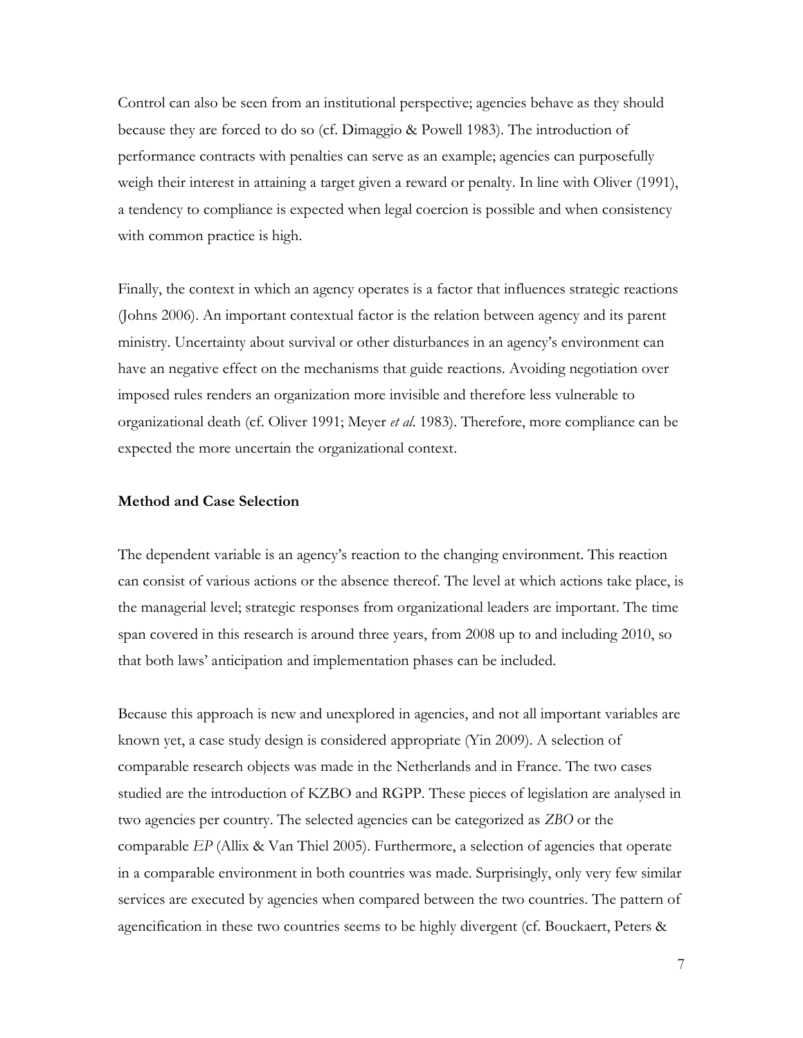Control can also be seen from an institutional perspective; agencies behave as they should because they are forced to do so (cf. Dimaggio & Powell 1983). The introduction of performance contracts with penalties can serve as an example; agencies can purposefully weigh their interest in attaining a target given a reward or penalty. In line with Oliver (1991), a tendency to compliance is expected when legal coercion is possible and when consistency with common practice is high.

Finally, the context in which an agency operates is a factor that influences strategic reactions (Johns 2006). An important contextual factor is the relation between agency and its parent ministry. Uncertainty about survival or other disturbances in an agency's environment can have an negative effect on the mechanisms that guide reactions. Avoiding negotiation over imposed rules renders an organization more invisible and therefore less vulnerable to organizational death (cf. Oliver 1991; Meyer *et al*. 1983). Therefore, more compliance can be expected the more uncertain the organizational context.

### Method and Case Selection

The dependent variable is an agency's reaction to the changing environment. This reaction can consist of various actions or the absence thereof. The level at which actions take place, is the managerial level; strategic responses from organizational leaders are important. The time span covered in this research is around three years, from 2008 up to and including 2010, so that both laws' anticipation and implementation phases can be included.

Because this approach is new and unexplored in agencies, and not all important variables are known yet, a case study design is considered appropriate (Yin 2009). A selection of comparable research objects was made in the Netherlands and in France. The two cases studied are the introduction of KZBO and RGPP. These pieces of legislation are analysed in two agencies per country. The selected agencies can be categorized as *ZBO* or the comparable *EP* (Allix & Van Thiel 2005). Furthermore, a selection of agencies that operate in a comparable environment in both countries was made. Surprisingly, only very few similar services are executed by agencies when compared between the two countries. The pattern of agencification in these two countries seems to be highly divergent (cf. Bouckaert, Peters &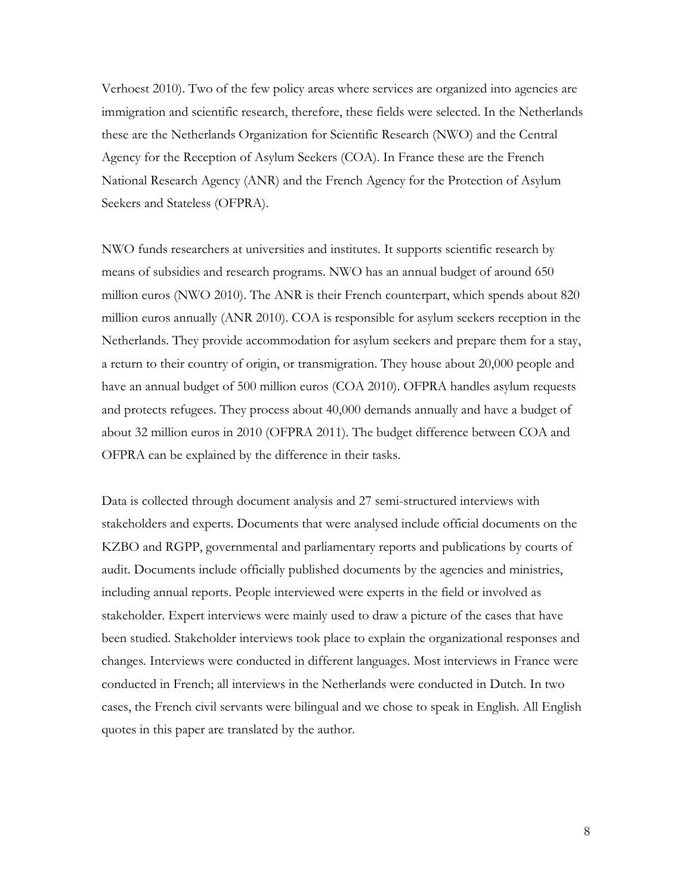Verhoest 2010). Two of the few policy areas where services are organized into agencies are immigration and scientific research, therefore, these fields were selected. In the Netherlands these are the Netherlands Organization for Scientific Research (NWO) and the Central Agency for the Reception of Asylum Seekers (COA). In France these are the French National Research Agency (ANR) and the French Agency for the Protection of Asylum Seekers and Stateless (OFPRA).

NWO funds researchers at universities and institutes. It supports scientific research by means of subsidies and research programs. NWO has an annual budget of around 650 million euros (NWO 2010). The ANR is their French counterpart, which spends about 820 million euros annually (ANR 2010). COA is responsible for asylum seekers reception in the Netherlands. They provide accommodation for asylum seekers and prepare them for a stay, a return to their country of origin, or transmigration. They house about 20,000 people and have an annual budget of 500 million euros (COA 2010). OFPRA handles asylum requests and protects refugees. They process about 40,000 demands annually and have a budget of about 32 million euros in 2010 (OFPRA 2011). The budget difference between COA and OFPRA can be explained by the difference in their tasks.

Data is collected through document analysis and 27 semi-structured interviews with stakeholders and experts. Documents that were analysed include official documents on the KZBO and RGPP, governmental and parliamentary reports and publications by courts of audit. Documents include officially published documents by the agencies and ministries, including annual reports. People interviewed were experts in the field or involved as stakeholder. Expert interviews were mainly used to draw a picture of the cases that have been studied. Stakeholder interviews took place to explain the organizational responses and changes. Interviews were conducted in different languages. Most interviews in France were conducted in French; all interviews in the Netherlands were conducted in Dutch. In two cases, the French civil servants were bilingual and we chose to speak in English. All English quotes in this paper are translated by the author.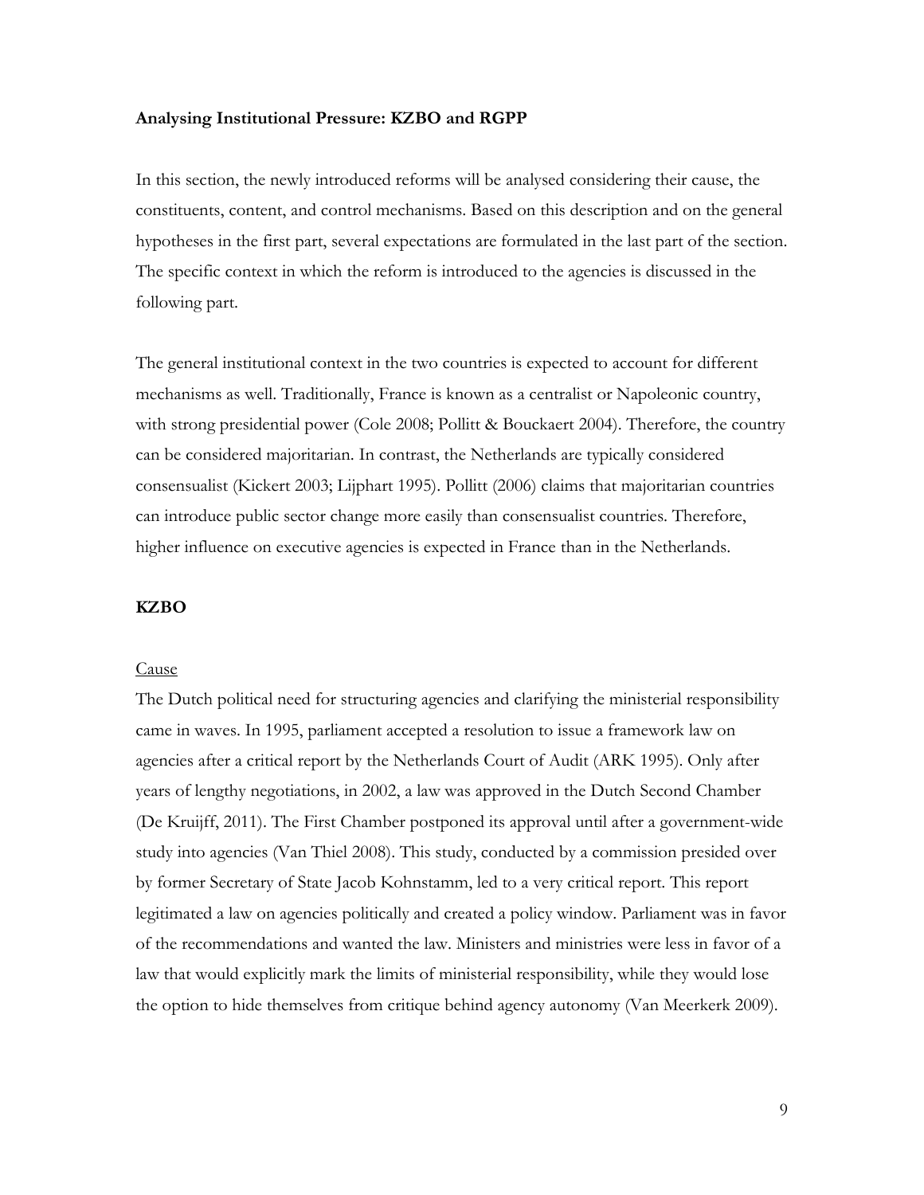## Analysing Institutional Pressure: KZBO and RGPP

In this section, the newly introduced reforms will be analysed considering their cause, the constituents, content, and control mechanisms. Based on this description and on the general hypotheses in the first part, several expectations are formulated in the last part of the section. The specific context in which the reform is introduced to the agencies is discussed in the following part.

The general institutional context in the two countries is expected to account for different mechanisms as well. Traditionally, France is known as a centralist or Napoleonic country, with strong presidential power (Cole 2008; Pollitt & Bouckaert 2004). Therefore, the country can be considered majoritarian. In contrast, the Netherlands are typically considered consensualist (Kickert 2003; Lijphart 1995). Pollitt (2006) claims that majoritarian countries can introduce public sector change more easily than consensualist countries. Therefore, higher influence on executive agencies is expected in France than in the Netherlands.

### KZBO

#### Cause

The Dutch political need for structuring agencies and clarifying the ministerial responsibility came in waves. In 1995, parliament accepted a resolution to issue a framework law on agencies after a critical report by the Netherlands Court of Audit (ARK 1995). Only after years of lengthy negotiations, in 2002, a law was approved in the Dutch Second Chamber (De Kruijff, 2011). The First Chamber postponed its approval until after a government-wide study into agencies (Van Thiel 2008). This study, conducted by a commission presided over by former Secretary of State Jacob Kohnstamm, led to a very critical report. This report legitimated a law on agencies politically and created a policy window. Parliament was in favor of the recommendations and wanted the law. Ministers and ministries were less in favor of a law that would explicitly mark the limits of ministerial responsibility, while they would lose the option to hide themselves from critique behind agency autonomy (Van Meerkerk 2009).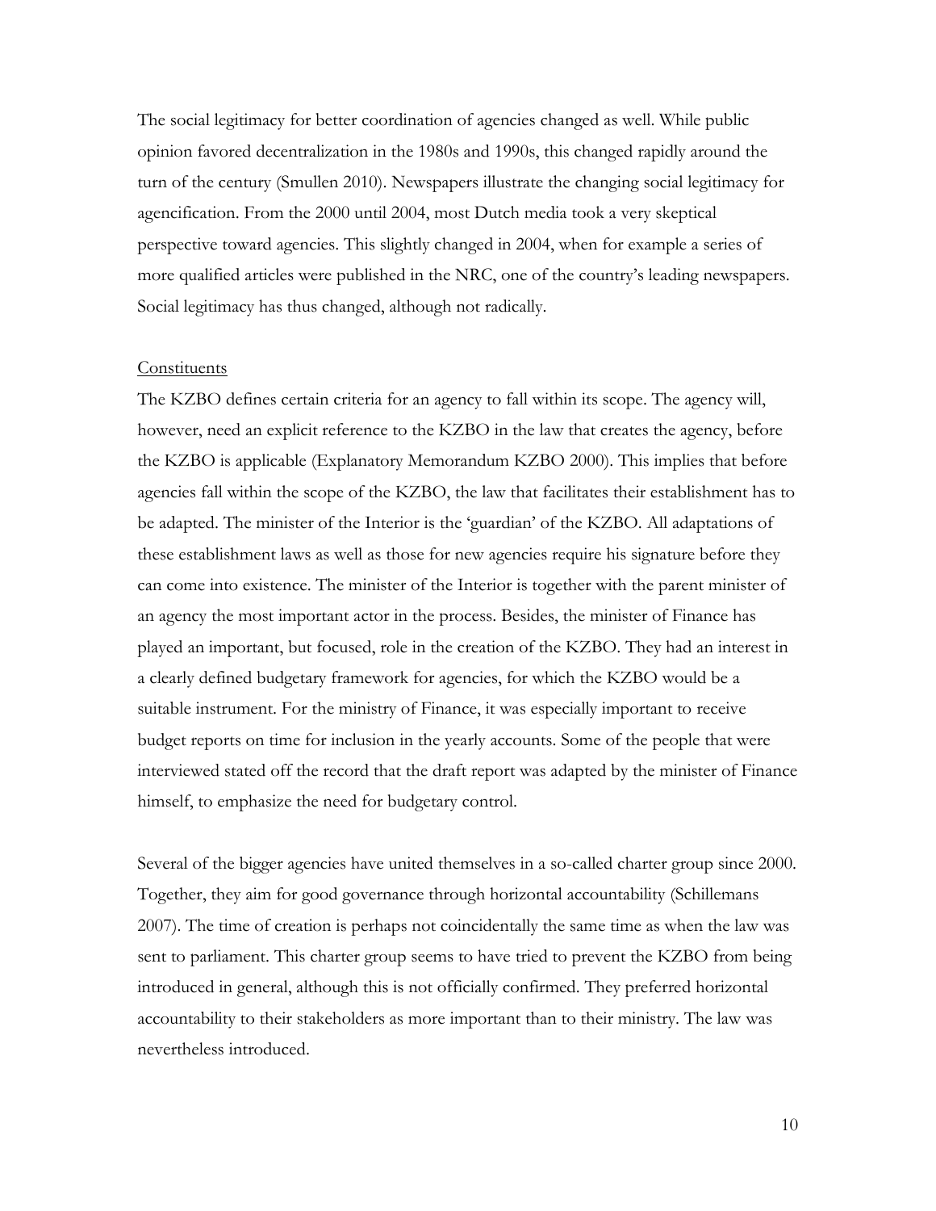The social legitimacy for better coordination of agencies changed as well. While public opinion favored decentralization in the 1980s and 1990s, this changed rapidly around the turn of the century (Smullen 2010). Newspapers illustrate the changing social legitimacy for agencification. From the 2000 until 2004, most Dutch media took a very skeptical perspective toward agencies. This slightly changed in 2004, when for example a series of more qualified articles were published in the NRC, one of the country's leading newspapers. Social legitimacy has thus changed, although not radically.

Constituents

The KZBO defines certain criteria for an agency to fall within its scope. The agency will, however, need an explicit reference to the KZBO in the law that creates the agency, before the KZBO is applicable (Explanatory Memorandum KZBO 2000). This implies that before agencies fall within the scope of the KZBO, the law that facilitates their establishment has to be adapted. The minister of the Interior is the 'guardian' of the KZBO. All adaptations of these establishment laws as well as those for new agencies require his signature before they can come into existence. The minister of the Interior is together with the parent minister of an agency the most important actor in the process. Besides, the minister of Finance has played an important, but focused, role in the creation of the KZBO. They had an interest in a clearly defined budgetary framework for agencies, for which the KZBO would be a suitable instrument. For the ministry of Finance, it was especially important to receive budget reports on time for inclusion in the yearly accounts. Some of the people that were interviewed stated off the record that the draft report was adapted by the minister of Finance himself, to emphasize the need for budgetary control.

Several of the bigger agencies have united themselves in a so-called charter group since 2000. Together, they aim for good governance through horizontal accountability (Schillemans 2007). The time of creation is perhaps not coincidentally the same time as when the law was sent to parliament. This charter group seems to have tried to prevent the KZBO from being introduced in general, although this is not officially confirmed. They preferred horizontal accountability to their stakeholders as more important than to their ministry. The law was nevertheless introduced.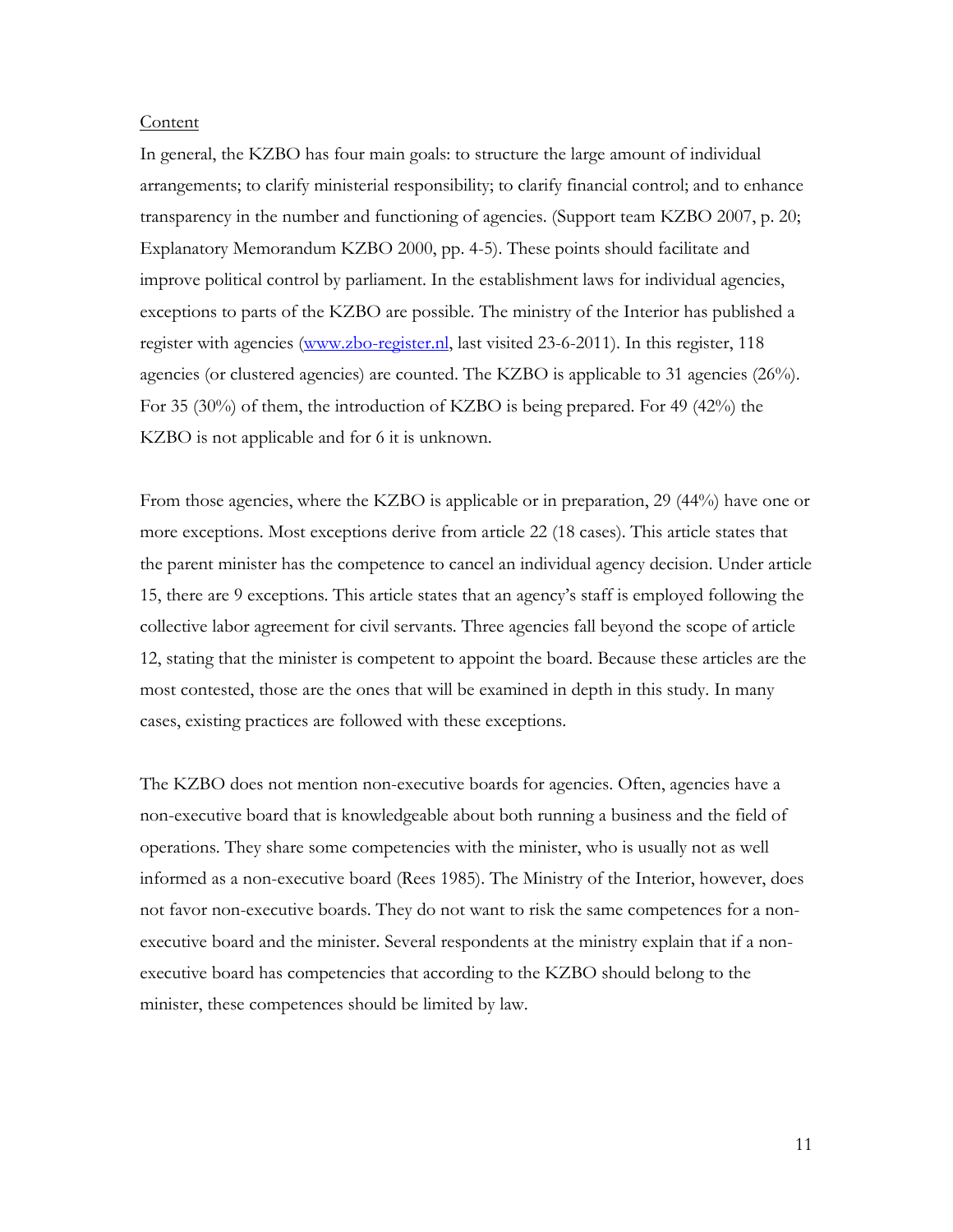Content

In general, the KZBO has four main goals: to structure the large amount of individual arrangements; to clarify ministerial responsibility; to clarify financial control; and to enhance transparency in the number and functioning of agencies. (Support team KZBO 2007, p. 20; Explanatory Memorandum KZBO 2000, pp. 4-5). These points should facilitate and improve political control by parliament. In the establishment laws for individual agencies, exceptions to parts of the KZBO are possible. The ministry of the Interior has published a register with agencies (www.zbo-register.nl, last visited 23-6-2011). In this register, 118 agencies (or clustered agencies) are counted. The KZBO is applicable to 31 agencies (26%). For 35 (30%) of them, the introduction of KZBO is being prepared. For 49 (42%) the KZBO is not applicable and for 6 it is unknown.

From those agencies, where the KZBO is applicable or in preparation, 29 (44%) have one or more exceptions. Most exceptions derive from article 22 (18 cases). This article states that the parent minister has the competence to cancel an individual agency decision. Under article 15, there are 9 exceptions. This article states that an agency's staff is employed following the collective labor agreement for civil servants. Three agencies fall beyond the scope of article 12, stating that the minister is competent to appoint the board. Because these articles are the most contested, those are the ones that will be examined in depth in this study. In many cases, existing practices are followed with these exceptions.

The KZBO does not mention non-executive boards for agencies. Often, agencies have a non-executive board that is knowledgeable about both running a business and the field of operations. They share some competencies with the minister, who is usually not as well informed as a non-executive board (Rees 1985). The Ministry of the Interior, however, does not favor non-executive boards. They do not want to risk the same competences for a non-executive board and the minister. Several respondents at the ministry explain that if a non-executive board has competencies that according to the KZBO should belong to the minister, these competences should be limited by law.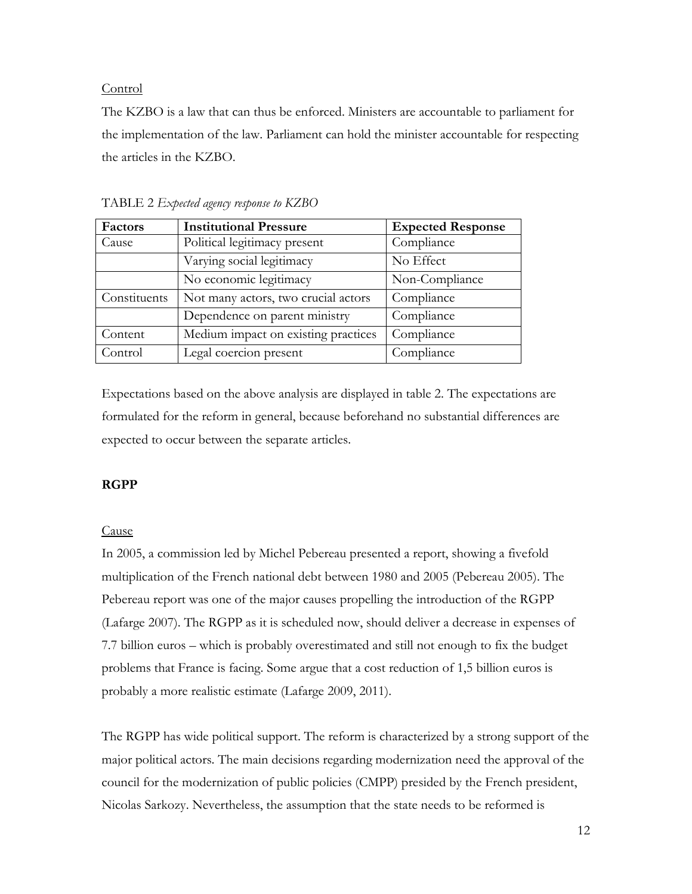Control

The KZBO is a law that can thus be enforced. Ministers are accountable to parliament for the implementation of the law. Parliament can hold the minister accountable for respecting the articles in the KZBO.

TABLE 2 *Expected agency response to KZBO*

| Factors | Institutional Pressure | Expected Response |
|---|---|---|
| Cause | Political legitimacy present | Compliance |
| | Varying social legitimacy | No Effect |
| | No economic legitimacy | Non-Compliance |
| Constituents | Not many actors, two crucial actors | Compliance |
| | Dependence on parent ministry | Compliance |
| Content | Medium impact on existing practices | Compliance |
| Control | Legal coercion present | Compliance |

Expectations based on the above analysis are displayed in table 2. The expectations are formulated for the reform in general, because beforehand no substantial differences are expected to occur between the separate articles.

**RGPP**

Cause

In 2005, a commission led by Michel Pebereau presented a report, showing a fivefold multiplication of the French national debt between 1980 and 2005 (Pebereau 2005). The Pebereau report was one of the major causes propelling the introduction of the RGPP (Lafarge 2007). The RGPP as it is scheduled now, should deliver a decrease in expenses of 7.7 billion euros – which is probably overestimated and still not enough to fix the budget problems that France is facing. Some argue that a cost reduction of 1,5 billion euros is probably a more realistic estimate (Lafarge 2009, 2011).

The RGPP has wide political support. The reform is characterized by a strong support of the major political actors. The main decisions regarding modernization need the approval of the council for the modernization of public policies (CMPP) presided by the French president, Nicolas Sarkozy. Nevertheless, the assumption that the state needs to be reformed is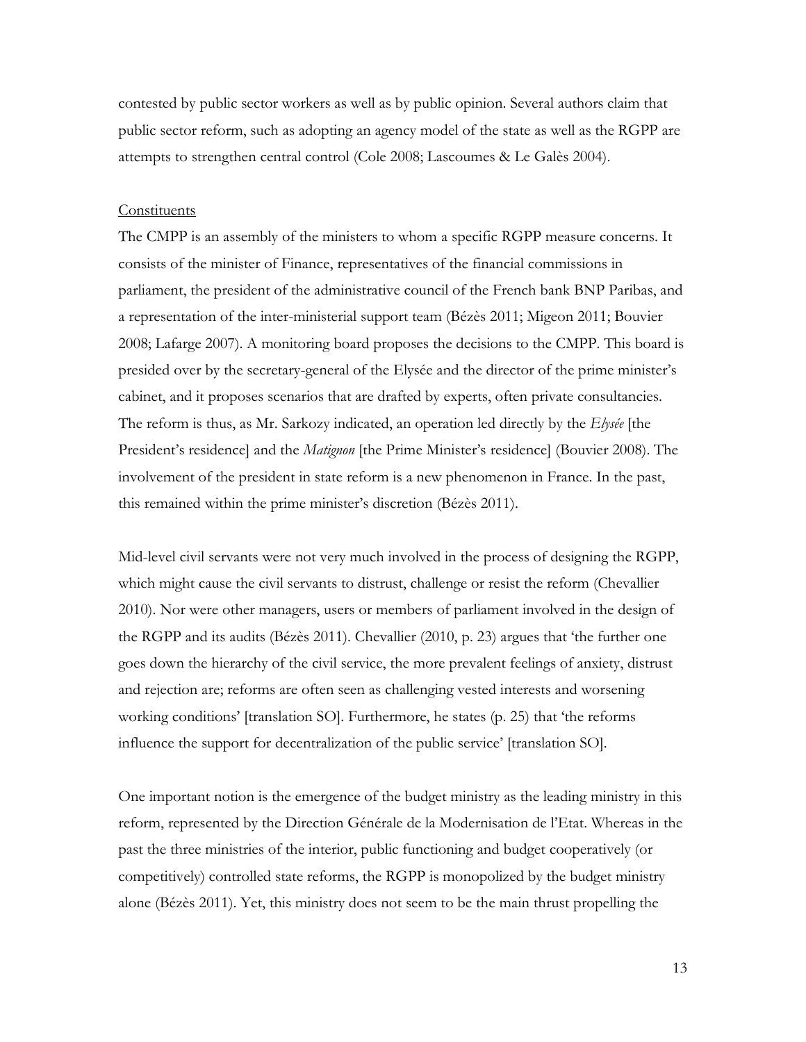contested by public sector workers as well as by public opinion. Several authors claim that public sector reform, such as adopting an agency model of the state as well as the RGPP are attempts to strengthen central control (Cole 2008; Lascoumes & Le Galès 2004).

Constituents

The CMPP is an assembly of the ministers to whom a specific RGPP measure concerns. It consists of the minister of Finance, representatives of the financial commissions in parliament, the president of the administrative council of the French bank BNP Paribas, and a representation of the inter-ministerial support team (Bézès 2011; Migeon 2011; Bouvier 2008; Lafarge 2007). A monitoring board proposes the decisions to the CMPP. This board is presided over by the secretary-general of the Elysée and the director of the prime minister's cabinet, and it proposes scenarios that are drafted by experts, often private consultancies. The reform is thus, as Mr. Sarkozy indicated, an operation led directly by the *Elysée* [the President's residence] and the *Matignon* [the Prime Minister's residence] (Bouvier 2008). The involvement of the president in state reform is a new phenomenon in France. In the past, this remained within the prime minister's discretion (Bézès 2011).

Mid-level civil servants were not very much involved in the process of designing the RGPP, which might cause the civil servants to distrust, challenge or resist the reform (Chevallier 2010). Nor were other managers, users or members of parliament involved in the design of the RGPP and its audits (Bézès 2011). Chevallier (2010, p. 23) argues that 'the further one goes down the hierarchy of the civil service, the more prevalent feelings of anxiety, distrust and rejection are; reforms are often seen as challenging vested interests and worsening working conditions' [translation SO]. Furthermore, he states (p. 25) that 'the reforms influence the support for decentralization of the public service' [translation SO].

One important notion is the emergence of the budget ministry as the leading ministry in this reform, represented by the Direction Générale de la Modernisation de l'Etat. Whereas in the past the three ministries of the interior, public functioning and budget cooperatively (or competitively) controlled state reforms, the RGPP is monopolized by the budget ministry alone (Bézès 2011). Yet, this ministry does not seem to be the main thrust propelling the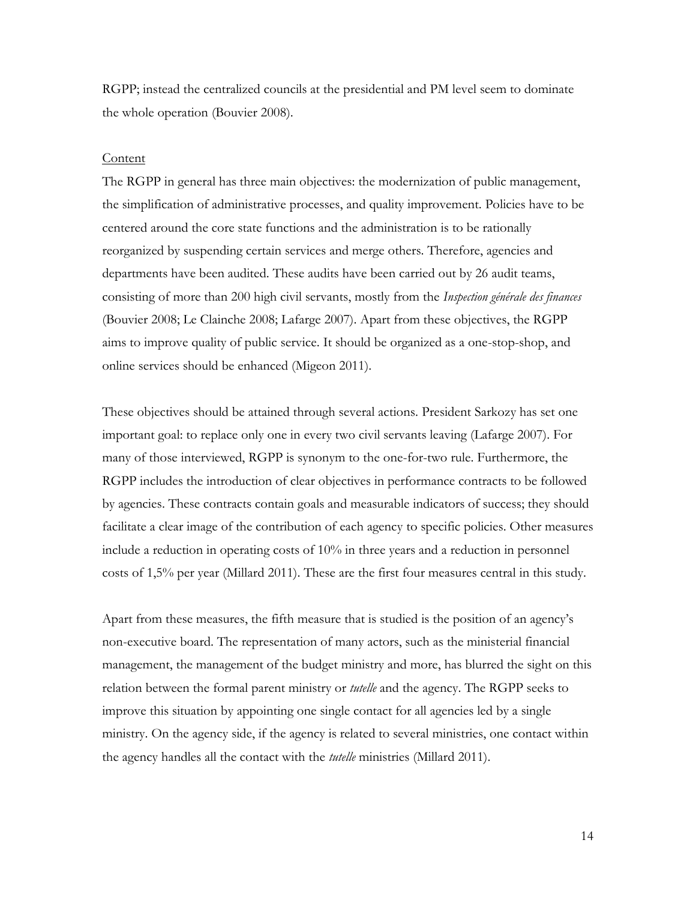RGPP; instead the centralized councils at the presidential and PM level seem to dominate the whole operation (Bouvier 2008).

Content

The RGPP in general has three main objectives: the modernization of public management, the simplification of administrative processes, and quality improvement. Policies have to be centered around the core state functions and the administration is to be rationally reorganized by suspending certain services and merge others. Therefore, agencies and departments have been audited. These audits have been carried out by 26 audit teams, consisting of more than 200 high civil servants, mostly from the *Inspection générale des finances* (Bouvier 2008; Le Clainche 2008; Lafarge 2007). Apart from these objectives, the RGPP aims to improve quality of public service. It should be organized as a one-stop-shop, and online services should be enhanced (Migeon 2011).

These objectives should be attained through several actions. President Sarkozy has set one important goal: to replace only one in every two civil servants leaving (Lafarge 2007). For many of those interviewed, RGPP is synonym to the one-for-two rule. Furthermore, the RGPP includes the introduction of clear objectives in performance contracts to be followed by agencies. These contracts contain goals and measurable indicators of success; they should facilitate a clear image of the contribution of each agency to specific policies. Other measures include a reduction in operating costs of 10% in three years and a reduction in personnel costs of 1,5% per year (Millard 2011). These are the first four measures central in this study.

Apart from these measures, the fifth measure that is studied is the position of an agency's non-executive board. The representation of many actors, such as the ministerial financial management, the management of the budget ministry and more, has blurred the sight on this relation between the formal parent ministry or *tutelle* and the agency. The RGPP seeks to improve this situation by appointing one single contact for all agencies led by a single ministry. On the agency side, if the agency is related to several ministries, one contact within the agency handles all the contact with the *tutelle* ministries (Millard 2011).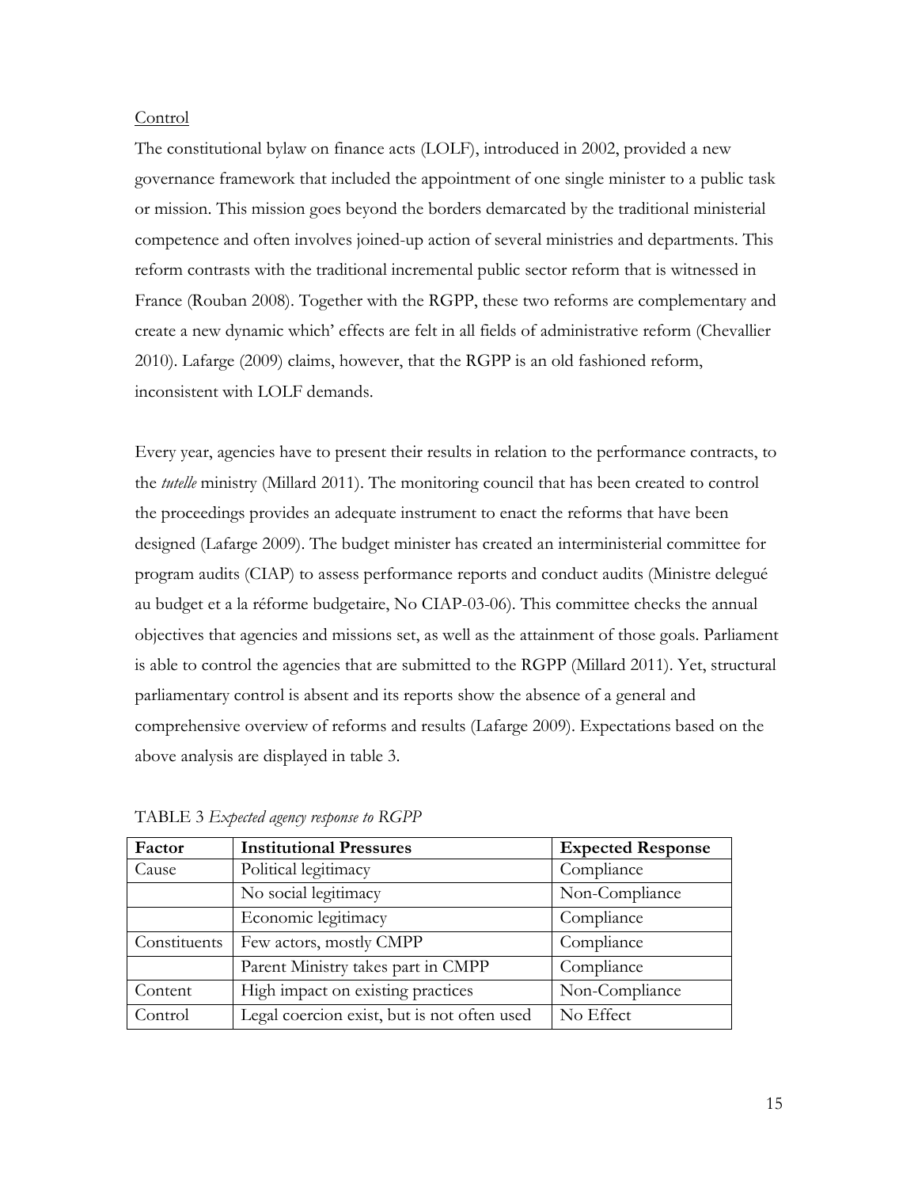Control

The constitutional bylaw on finance acts (LOLF), introduced in 2002, provided a new governance framework that included the appointment of one single minister to a public task or mission. This mission goes beyond the borders demarcated by the traditional ministerial competence and often involves joined-up action of several ministries and departments. This reform contrasts with the traditional incremental public sector reform that is witnessed in France (Rouban 2008). Together with the RGPP, these two reforms are complementary and create a new dynamic which' effects are felt in all fields of administrative reform (Chevallier 2010). Lafarge (2009) claims, however, that the RGPP is an old fashioned reform, inconsistent with LOLF demands.

Every year, agencies have to present their results in relation to the performance contracts, to the *tutelle* ministry (Millard 2011). The monitoring council that has been created to control the proceedings provides an adequate instrument to enact the reforms that have been designed (Lafarge 2009). The budget minister has created an interministerial committee for program audits (CIAP) to assess performance reports and conduct audits (Ministre delegué au budget et a la réforme budgetaire, No CIAP-03-06). This committee checks the annual objectives that agencies and missions set, as well as the attainment of those goals. Parliament is able to control the agencies that are submitted to the RGPP (Millard 2011). Yet, structural parliamentary control is absent and its reports show the absence of a general and comprehensive overview of reforms and results (Lafarge 2009). Expectations based on the above analysis are displayed in table 3.

TABLE 3 *Expected agency response to RGPP*

| Factor | Institutional Pressures | Expected Response |
| --- | --- | --- |
| Cause | Political legitimacy | Compliance |
| | No social legitimacy | Non-Compliance |
| | Economic legitimacy | Compliance |
| Constituents | Few actors, mostly CMPP | Compliance |
| | Parent Ministry takes part in CMPP | Compliance |
| Content | High impact on existing practices | Non-Compliance |
| Control | Legal coercion exist, but is not often used | No Effect |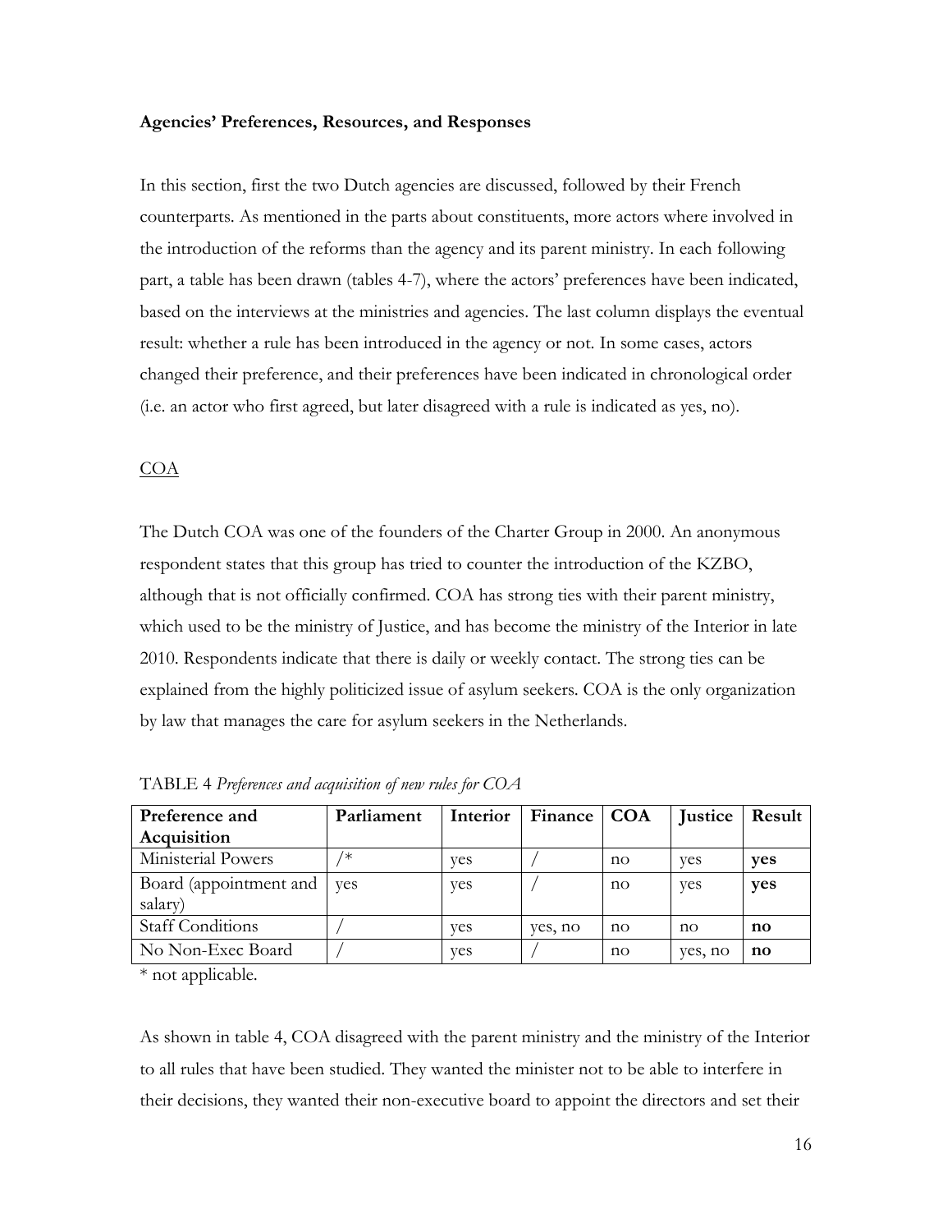**Agencies' Preferences, Resources, and Responses**

In this section, first the two Dutch agencies are discussed, followed by their French counterparts. As mentioned in the parts about constituents, more actors where involved in the introduction of the reforms than the agency and its parent ministry. In each following part, a table has been drawn (tables 4-7), where the actors' preferences have been indicated, based on the interviews at the ministries and agencies. The last column displays the eventual result: whether a rule has been introduced in the agency or not. In some cases, actors changed their preference, and their preferences have been indicated in chronological order (i.e. an actor who first agreed, but later disagreed with a rule is indicated as yes, no).

<u>COA</u>

The Dutch COA was one of the founders of the Charter Group in 2000. An anonymous respondent states that this group has tried to counter the introduction of the KZBO, although that is not officially confirmed. COA has strong ties with their parent ministry, which used to be the ministry of Justice, and has become the ministry of the Interior in late 2010. Respondents indicate that there is daily or weekly contact. The strong ties can be explained from the highly politicized issue of asylum seekers. COA is the only organization by law that manages the care for asylum seekers in the Netherlands.

TABLE 4 *Preferences and acquisition of new rules for COA*

| Preference and Acquisition | Parliament | Interior | Finance | COA | Justice | Result |
|---|---|---|---|---|---|---|
| Ministerial Powers | /* | yes | / | no | yes | **yes** |
| Board (appointment and salary) | yes | yes | / | no | yes | **yes** |
| Staff Conditions | / | yes | yes, no | no | no | **no** |
| No Non-Exec Board | / | yes | / | no | yes, no | **no** |

\* not applicable.

As shown in table 4, COA disagreed with the parent ministry and the ministry of the Interior to all rules that have been studied. They wanted the minister not to be able to interfere in their decisions, they wanted their non-executive board to appoint the directors and set their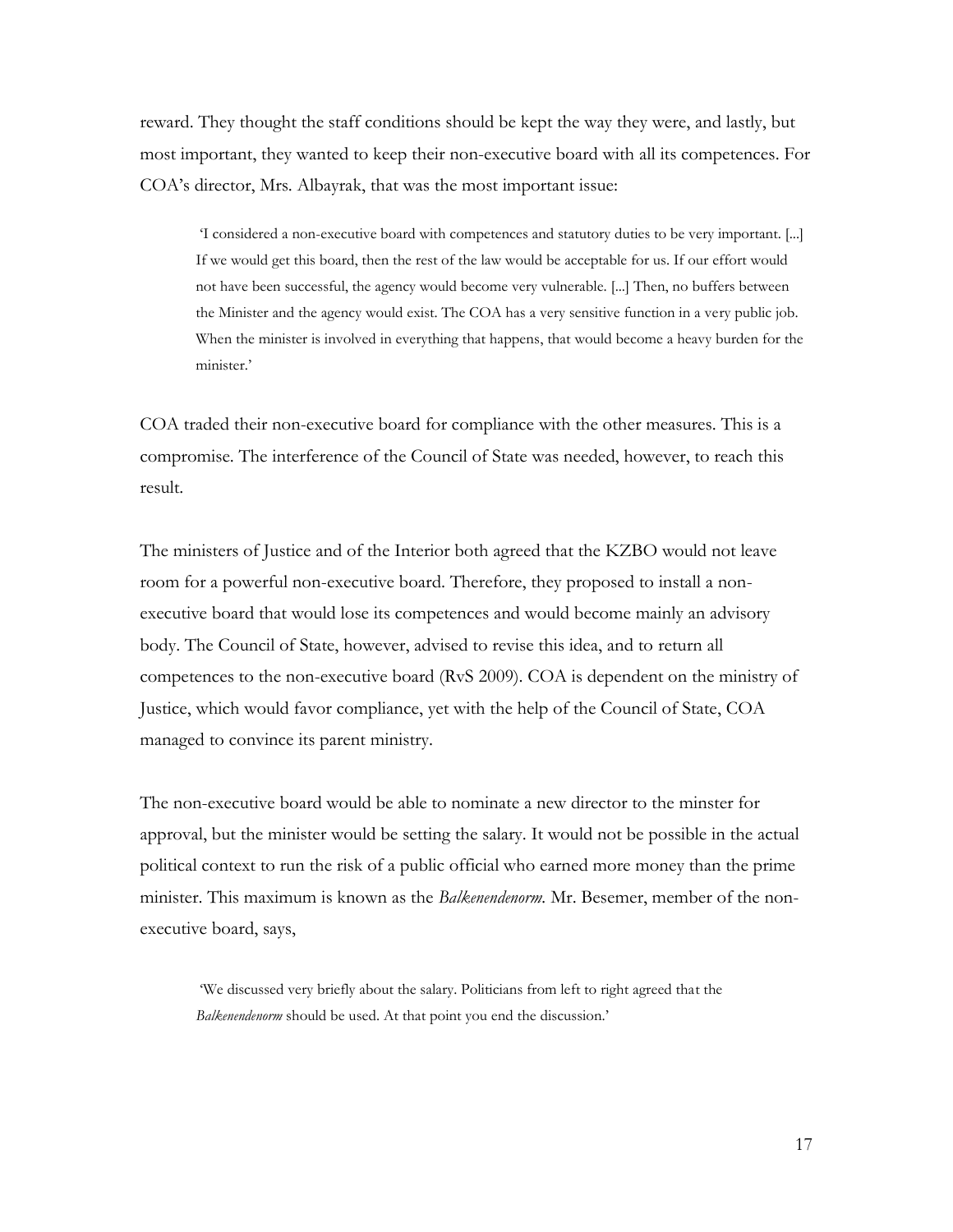reward. They thought the staff conditions should be kept the way they were, and lastly, but most important, they wanted to keep their non-executive board with all its competences. For COA's director, Mrs. Albayrak, that was the most important issue:

> 'I considered a non-executive board with competences and statutory duties to be very important. [...] If we would get this board, then the rest of the law would be acceptable for us. If our effort would not have been successful, the agency would become very vulnerable. [...] Then, no buffers between the Minister and the agency would exist. The COA has a very sensitive function in a very public job. When the minister is involved in everything that happens, that would become a heavy burden for the minister.'

COA traded their non-executive board for compliance with the other measures. This is a compromise. The interference of the Council of State was needed, however, to reach this result.

The ministers of Justice and of the Interior both agreed that the KZBO would not leave room for a powerful non-executive board. Therefore, they proposed to install a non-executive board that would lose its competences and would become mainly an advisory body. The Council of State, however, advised to revise this idea, and to return all competences to the non-executive board (RvS 2009). COA is dependent on the ministry of Justice, which would favor compliance, yet with the help of the Council of State, COA managed to convince its parent ministry.

The non-executive board would be able to nominate a new director to the minster for approval, but the minister would be setting the salary. It would not be possible in the actual political context to run the risk of a public official who earned more money than the prime minister. This maximum is known as the *Balkenendenorm*. Mr. Besemer, member of the non-executive board, says,

> 'We discussed very briefly about the salary. Politicians from left to right agreed that the *Balkenendenorm* should be used. At that point you end the discussion.'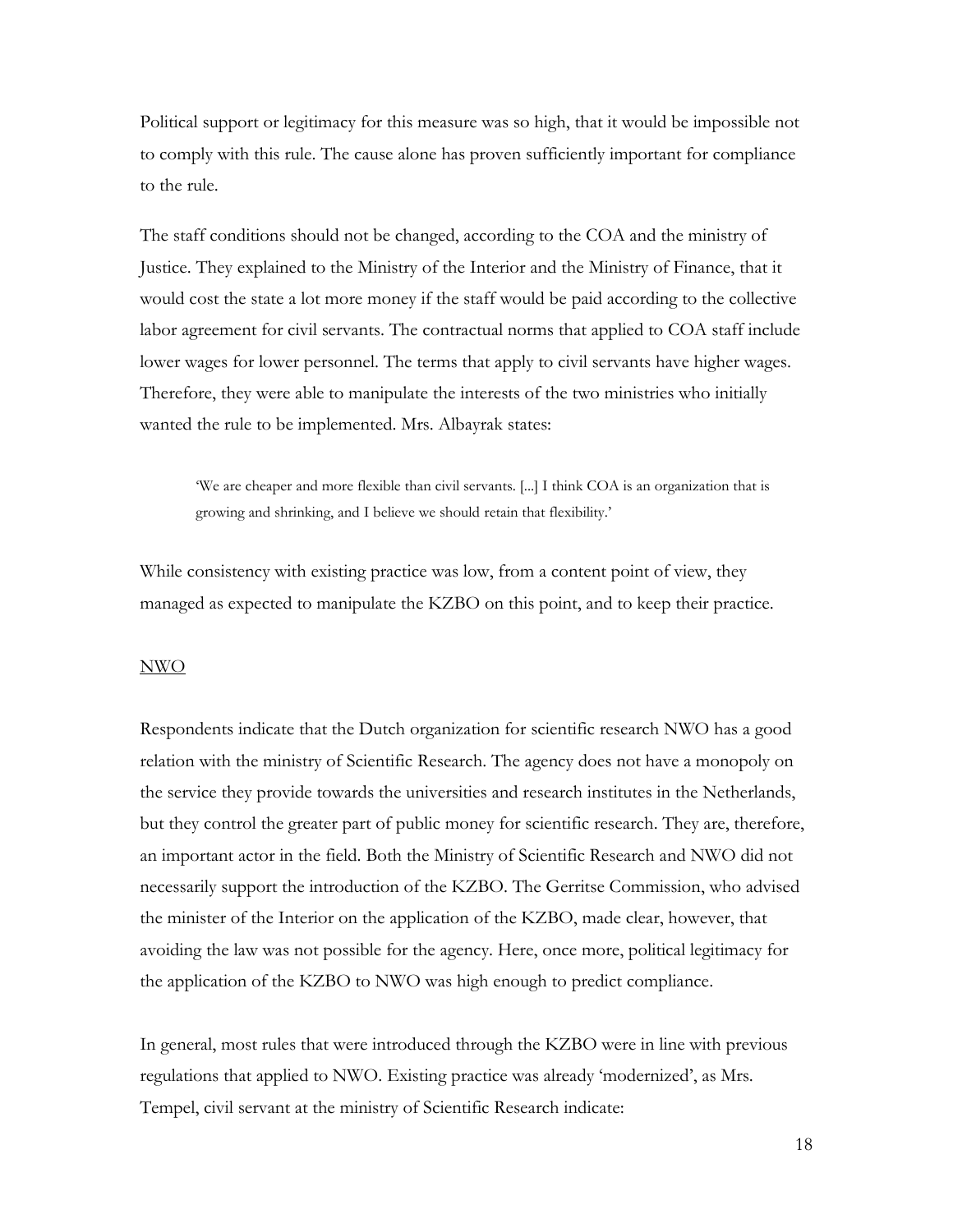Political support or legitimacy for this measure was so high, that it would be impossible not to comply with this rule. The cause alone has proven sufficiently important for compliance to the rule.

The staff conditions should not be changed, according to the COA and the ministry of Justice. They explained to the Ministry of the Interior and the Ministry of Finance, that it would cost the state a lot more money if the staff would be paid according to the collective labor agreement for civil servants. The contractual norms that applied to COA staff include lower wages for lower personnel. The terms that apply to civil servants have higher wages. Therefore, they were able to manipulate the interests of the two ministries who initially wanted the rule to be implemented. Mrs. Albayrak states:

> 'We are cheaper and more flexible than civil servants. [...] I think COA is an organization that is growing and shrinking, and I believe we should retain that flexibility.'

While consistency with existing practice was low, from a content point of view, they managed as expected to manipulate the KZBO on this point, and to keep their practice.

<u>NWO</u>

Respondents indicate that the Dutch organization for scientific research NWO has a good relation with the ministry of Scientific Research. The agency does not have a monopoly on the service they provide towards the universities and research institutes in the Netherlands, but they control the greater part of public money for scientific research. They are, therefore, an important actor in the field. Both the Ministry of Scientific Research and NWO did not necessarily support the introduction of the KZBO. The Gerritse Commission, who advised the minister of the Interior on the application of the KZBO, made clear, however, that avoiding the law was not possible for the agency. Here, once more, political legitimacy for the application of the KZBO to NWO was high enough to predict compliance.

In general, most rules that were introduced through the KZBO were in line with previous regulations that applied to NWO. Existing practice was already 'modernized', as Mrs. Tempel, civil servant at the ministry of Scientific Research indicate: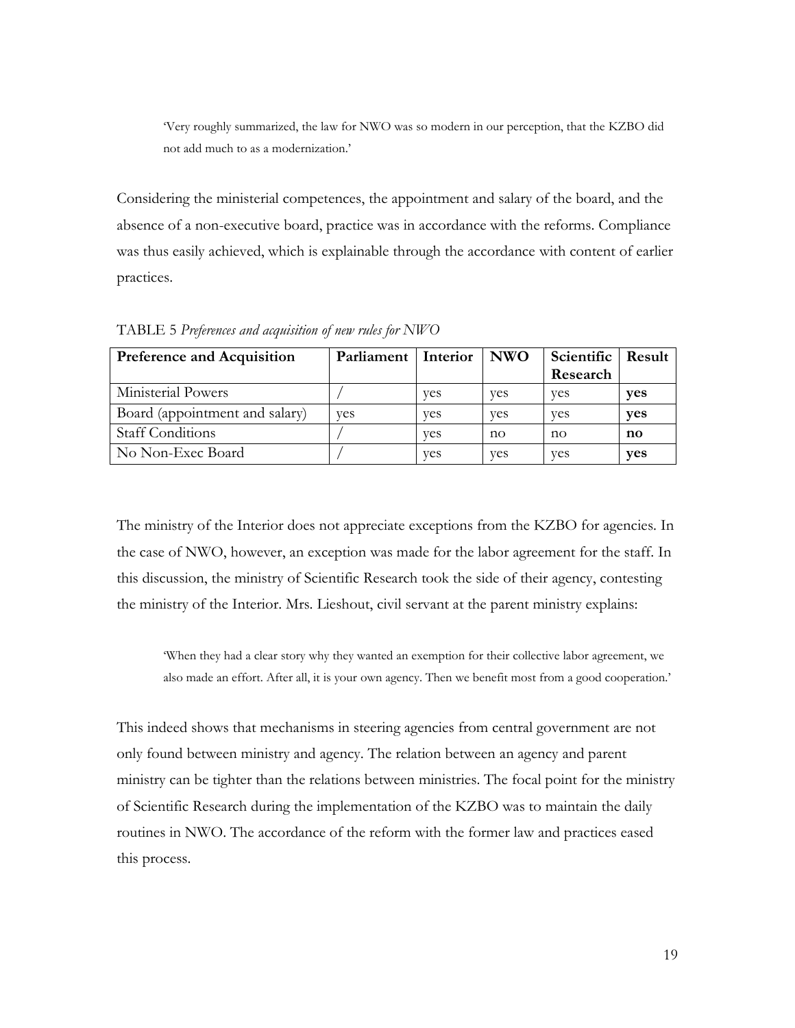> 'Very roughly summarized, the law for NWO was so modern in our perception, that the KZBO did not add much to as a modernization.'

Considering the ministerial competences, the appointment and salary of the board, and the absence of a non-executive board, practice was in accordance with the reforms. Compliance was thus easily achieved, which is explainable through the accordance with content of earlier practices.

TABLE 5 *Preferences and acquisition of new rules for NWO*

| Preference and Acquisition | Parliament | Interior | NWO | Scientific Research | Result |
|---|---|---|---|---|---|
| Ministerial Powers | / | yes | yes | yes | **yes** |
| Board (appointment and salary) | yes | yes | yes | yes | **yes** |
| Staff Conditions | / | yes | no | no | **no** |
| No Non-Exec Board | / | yes | yes | yes | **yes** |

The ministry of the Interior does not appreciate exceptions from the KZBO for agencies. In the case of NWO, however, an exception was made for the labor agreement for the staff. In this discussion, the ministry of Scientific Research took the side of their agency, contesting the ministry of the Interior. Mrs. Lieshout, civil servant at the parent ministry explains:

> 'When they had a clear story why they wanted an exemption for their collective labor agreement, we also made an effort. After all, it is your own agency. Then we benefit most from a good cooperation.'

This indeed shows that mechanisms in steering agencies from central government are not only found between ministry and agency. The relation between an agency and parent ministry can be tighter than the relations between ministries. The focal point for the ministry of Scientific Research during the implementation of the KZBO was to maintain the daily routines in NWO. The accordance of the reform with the former law and practices eased this process.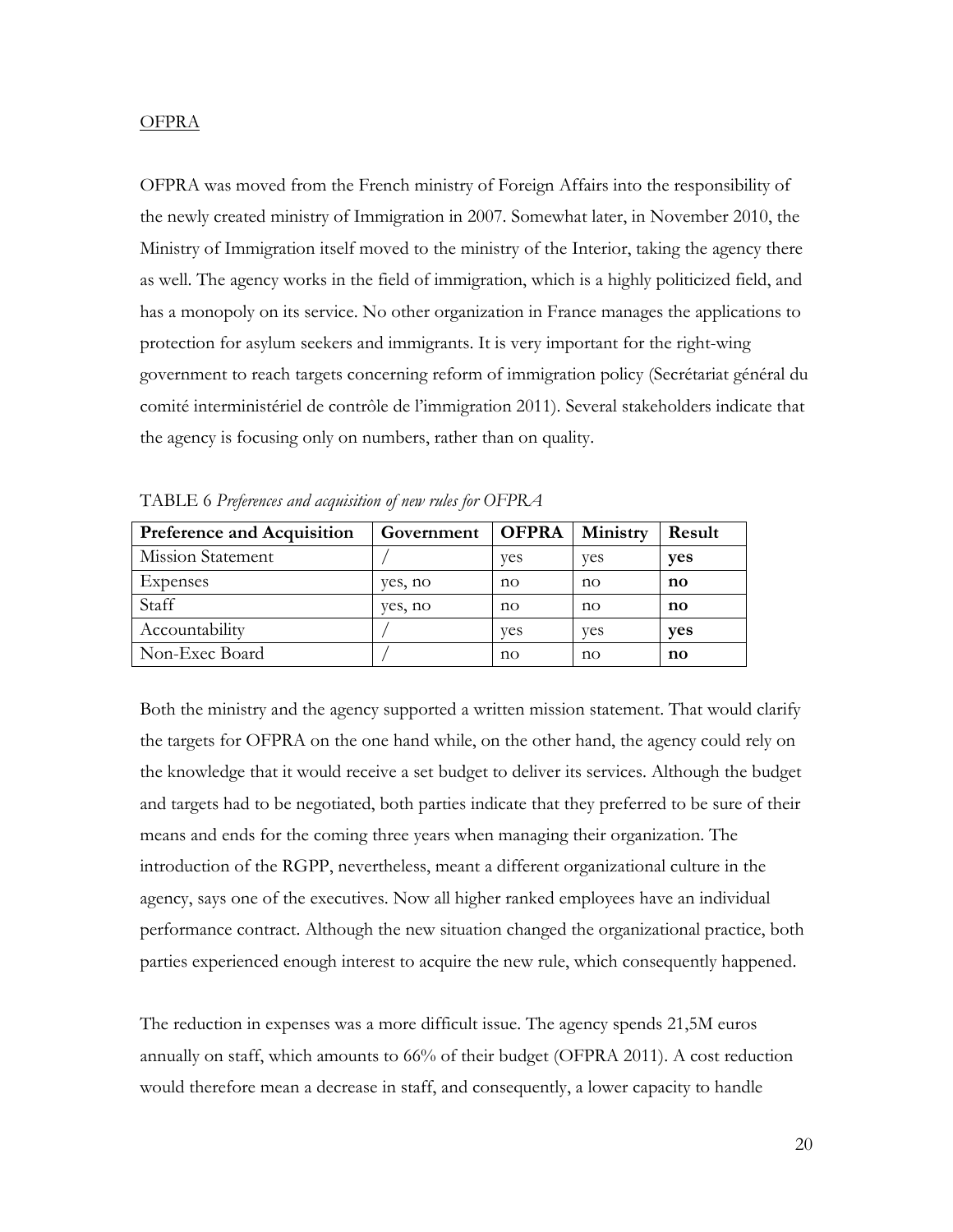OFPRA

OFPRA was moved from the French ministry of Foreign Affairs into the responsibility of the newly created ministry of Immigration in 2007. Somewhat later, in November 2010, the Ministry of Immigration itself moved to the ministry of the Interior, taking the agency there as well. The agency works in the field of immigration, which is a highly politicized field, and has a monopoly on its service. No other organization in France manages the applications to protection for asylum seekers and immigrants. It is very important for the right-wing government to reach targets concerning reform of immigration policy (Secrétariat général du comité interministériel de contrôle de l'immigration 2011). Several stakeholders indicate that the agency is focusing only on numbers, rather than on quality.

TABLE 6 *Preferences and acquisition of new rules for OFPRA*

| Preference and Acquisition | Government | OFPRA | Ministry | Result |
|---|---|---|---|---|
| Mission Statement | / | yes | yes | **yes** |
| Expenses | yes, no | no | no | **no** |
| Staff | yes, no | no | no | **no** |
| Accountability | / | yes | yes | **yes** |
| Non-Exec Board | / | no | no | **no** |

Both the ministry and the agency supported a written mission statement. That would clarify the targets for OFPRA on the one hand while, on the other hand, the agency could rely on the knowledge that it would receive a set budget to deliver its services. Although the budget and targets had to be negotiated, both parties indicate that they preferred to be sure of their means and ends for the coming three years when managing their organization. The introduction of the RGPP, nevertheless, meant a different organizational culture in the agency, says one of the executives. Now all higher ranked employees have an individual performance contract. Although the new situation changed the organizational practice, both parties experienced enough interest to acquire the new rule, which consequently happened.

The reduction in expenses was a more difficult issue. The agency spends 21,5M euros annually on staff, which amounts to 66% of their budget (OFPRA 2011). A cost reduction would therefore mean a decrease in staff, and consequently, a lower capacity to handle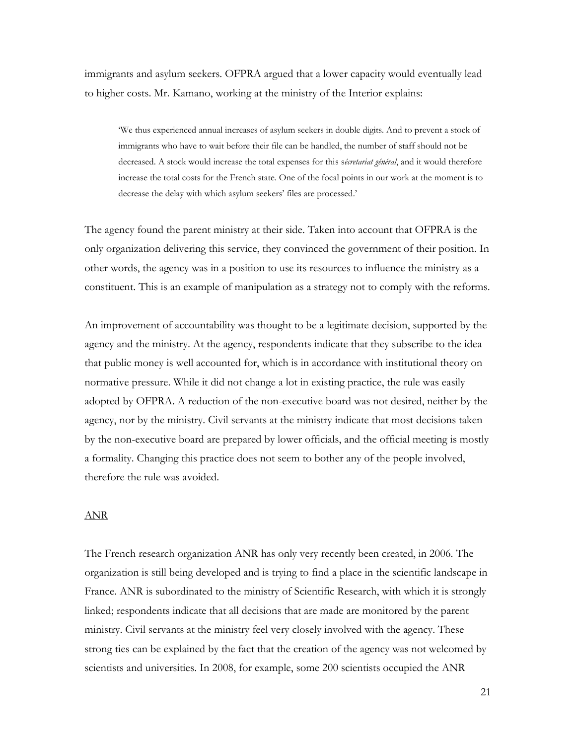immigrants and asylum seekers. OFPRA argued that a lower capacity would eventually lead to higher costs. Mr. Kamano, working at the ministry of the Interior explains:

> 'We thus experienced annual increases of asylum seekers in double digits. And to prevent a stock of immigrants who have to wait before their file can be handled, the number of staff should not be decreased. A stock would increase the total expenses for this s*écretariat général*, and it would therefore increase the total costs for the French state. One of the focal points in our work at the moment is to decrease the delay with which asylum seekers' files are processed.'

The agency found the parent ministry at their side. Taken into account that OFPRA is the only organization delivering this service, they convinced the government of their position. In other words, the agency was in a position to use its resources to influence the ministry as a constituent. This is an example of manipulation as a strategy not to comply with the reforms.

An improvement of accountability was thought to be a legitimate decision, supported by the agency and the ministry. At the agency, respondents indicate that they subscribe to the idea that public money is well accounted for, which is in accordance with institutional theory on normative pressure. While it did not change a lot in existing practice, the rule was easily adopted by OFPRA. A reduction of the non-executive board was not desired, neither by the agency, nor by the ministry. Civil servants at the ministry indicate that most decisions taken by the non-executive board are prepared by lower officials, and the official meeting is mostly a formality. Changing this practice does not seem to bother any of the people involved, therefore the rule was avoided.

ANR

The French research organization ANR has only very recently been created, in 2006. The organization is still being developed and is trying to find a place in the scientific landscape in France. ANR is subordinated to the ministry of Scientific Research, with which it is strongly linked; respondents indicate that all decisions that are made are monitored by the parent ministry. Civil servants at the ministry feel very closely involved with the agency. These strong ties can be explained by the fact that the creation of the agency was not welcomed by scientists and universities. In 2008, for example, some 200 scientists occupied the ANR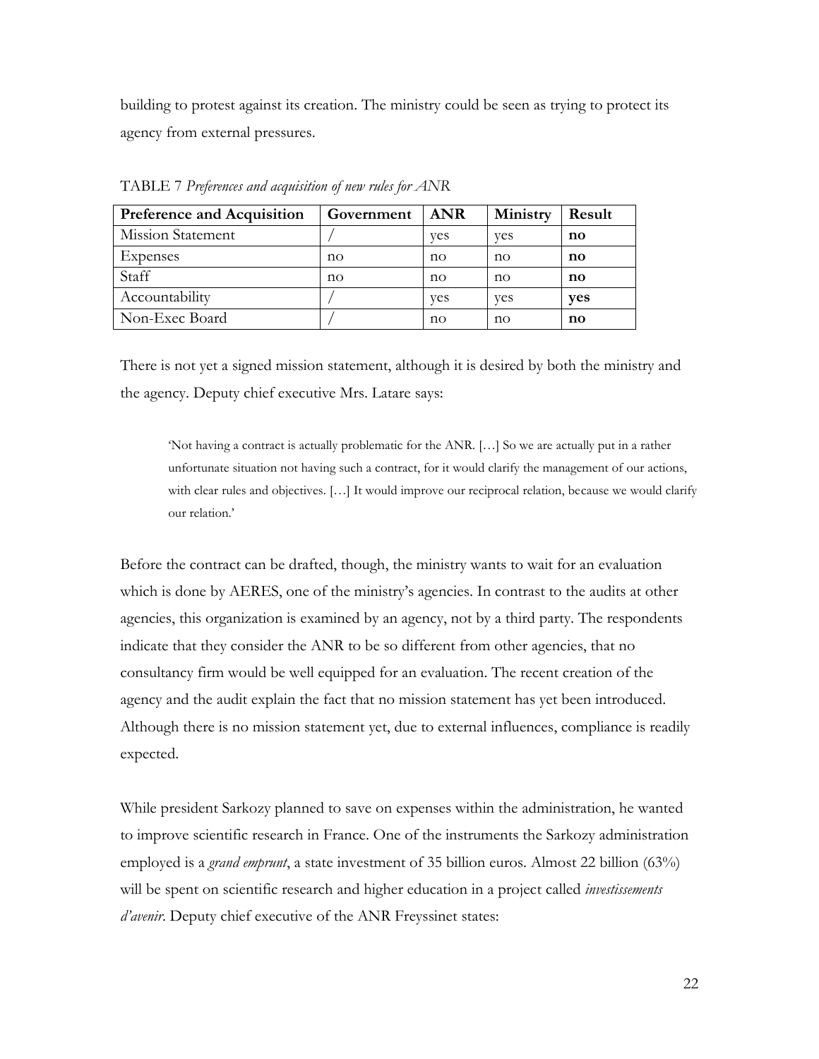building to protest against its creation. The ministry could be seen as trying to protect its agency from external pressures.

TABLE 7 *Preferences and acquisition of new rules for ANR*

| Preference and Acquisition | Government | ANR | Ministry | Result |
|---|---|---|---|---|
| Mission Statement | / | yes | yes | **no** |
| Expenses | no | no | no | **no** |
| Staff | no | no | no | **no** |
| Accountability | / | yes | yes | **yes** |
| Non-Exec Board | / | no | no | **no** |

There is not yet a signed mission statement, although it is desired by both the ministry and the agency. Deputy chief executive Mrs. Latare says:

> 'Not having a contract is actually problematic for the ANR. […] So we are actually put in a rather unfortunate situation not having such a contract, for it would clarify the management of our actions, with clear rules and objectives. […] It would improve our reciprocal relation, because we would clarify our relation.'

Before the contract can be drafted, though, the ministry wants to wait for an evaluation which is done by AERES, one of the ministry's agencies. In contrast to the audits at other agencies, this organization is examined by an agency, not by a third party. The respondents indicate that they consider the ANR to be so different from other agencies, that no consultancy firm would be well equipped for an evaluation. The recent creation of the agency and the audit explain the fact that no mission statement has yet been introduced. Although there is no mission statement yet, due to external influences, compliance is readily expected.

While president Sarkozy planned to save on expenses within the administration, he wanted to improve scientific research in France. One of the instruments the Sarkozy administration employed is a *grand emprunt*, a state investment of 35 billion euros. Almost 22 billion (63%) will be spent on scientific research and higher education in a project called *investissements d'avenir*. Deputy chief executive of the ANR Freyssinet states: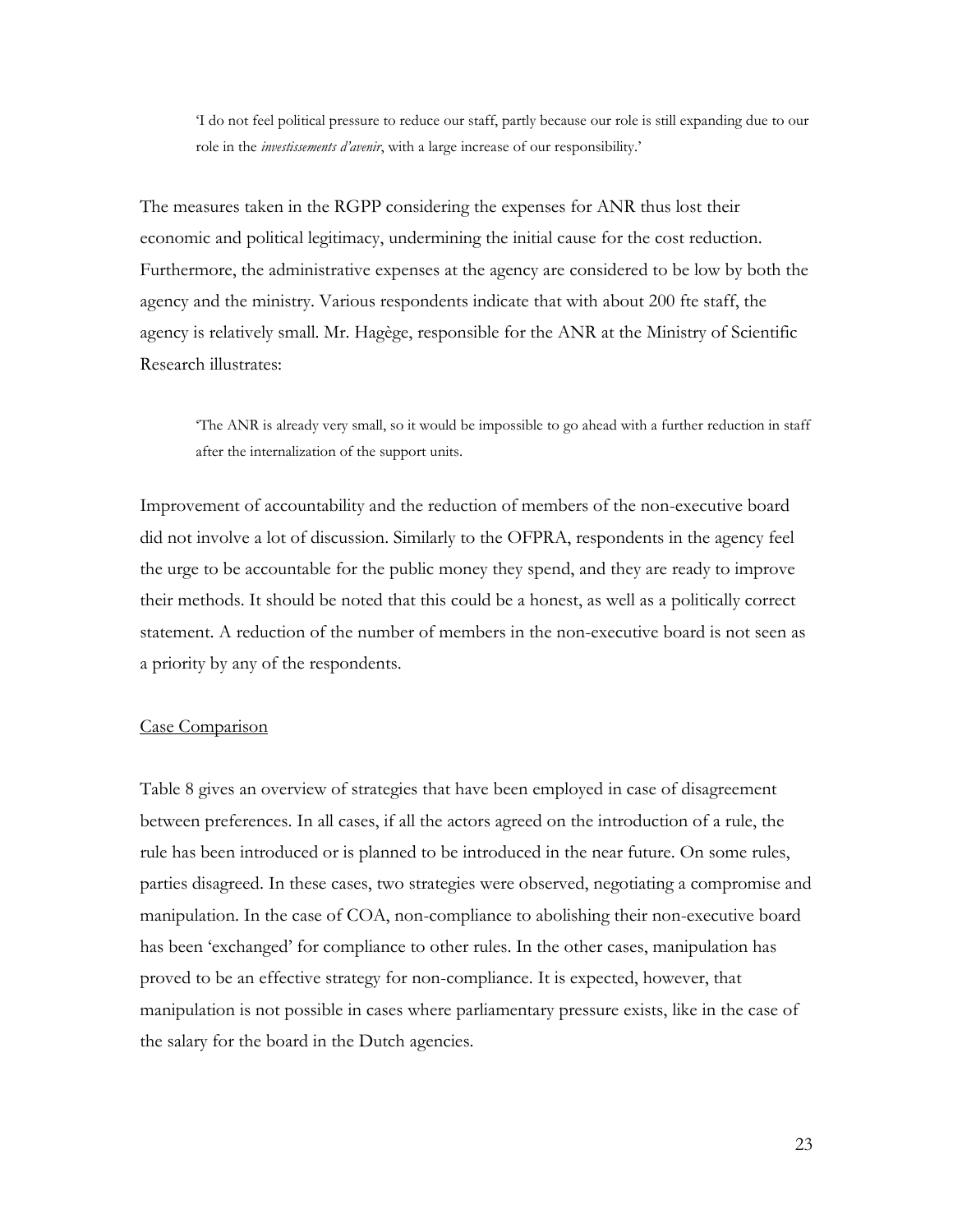> 'I do not feel political pressure to reduce our staff, partly because our role is still expanding due to our role in the *investissements d'avenir*, with a large increase of our responsibility.'

The measures taken in the RGPP considering the expenses for ANR thus lost their economic and political legitimacy, undermining the initial cause for the cost reduction. Furthermore, the administrative expenses at the agency are considered to be low by both the agency and the ministry. Various respondents indicate that with about 200 fte staff, the agency is relatively small. Mr. Hagège, responsible for the ANR at the Ministry of Scientific Research illustrates:

> 'The ANR is already very small, so it would be impossible to go ahead with a further reduction in staff after the internalization of the support units.

Improvement of accountability and the reduction of members of the non-executive board did not involve a lot of discussion. Similarly to the OFPRA, respondents in the agency feel the urge to be accountable for the public money they spend, and they are ready to improve their methods. It should be noted that this could be a honest, as well as a politically correct statement. A reduction of the number of members in the non-executive board is not seen as a priority by any of the respondents.

Case Comparison

Table 8 gives an overview of strategies that have been employed in case of disagreement between preferences. In all cases, if all the actors agreed on the introduction of a rule, the rule has been introduced or is planned to be introduced in the near future. On some rules, parties disagreed. In these cases, two strategies were observed, negotiating a compromise and manipulation. In the case of COA, non-compliance to abolishing their non-executive board has been 'exchanged' for compliance to other rules. In the other cases, manipulation has proved to be an effective strategy for non-compliance. It is expected, however, that manipulation is not possible in cases where parliamentary pressure exists, like in the case of the salary for the board in the Dutch agencies.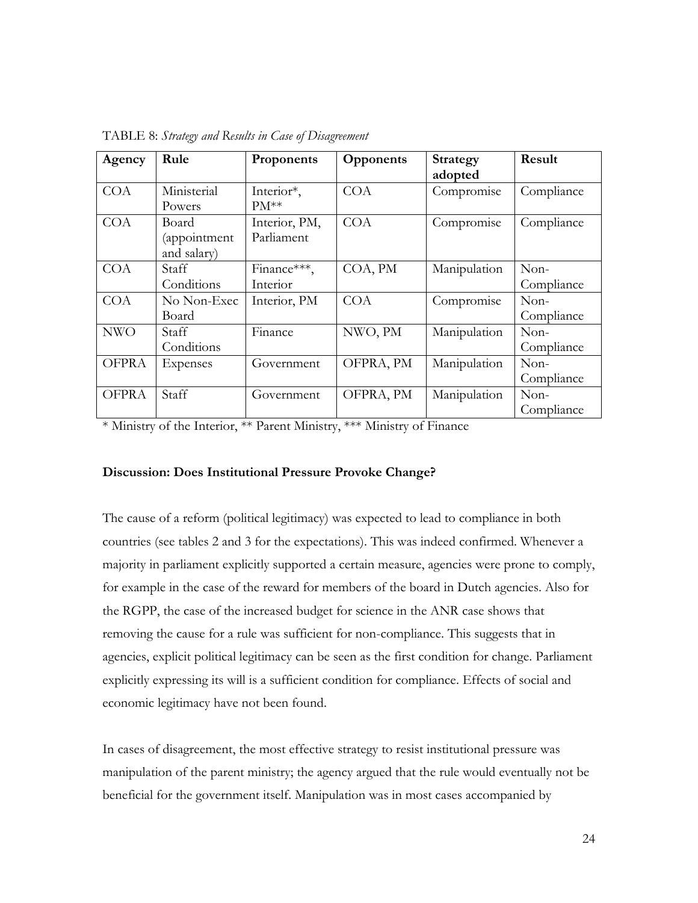TABLE 8: *Strategy and Results in Case of Disagreement*

| Agency | Rule | Proponents | Opponents | Strategy adopted | Result |
|---|---|---|---|---|---|
| COA | Ministerial Powers | Interior*, PM** | COA | Compromise | Compliance |
| COA | Board (appointment and salary) | Interior, PM, Parliament | COA | Compromise | Compliance |
| COA | Staff Conditions | Finance***, Interior | COA, PM | Manipulation | Non-Compliance |
| COA | No Non-Exec Board | Interior, PM | COA | Compromise | Non-Compliance |
| NWO | Staff Conditions | Finance | NWO, PM | Manipulation | Non-Compliance |
| OFPRA | Expenses | Government | OFPRA, PM | Manipulation | Non-Compliance |
| OFPRA | Staff | Government | OFPRA, PM | Manipulation | Non-Compliance |

* Ministry of the Interior, ** Parent Ministry, *** Ministry of Finance

**Discussion: Does Institutional Pressure Provoke Change?**

The cause of a reform (political legitimacy) was expected to lead to compliance in both countries (see tables 2 and 3 for the expectations). This was indeed confirmed. Whenever a majority in parliament explicitly supported a certain measure, agencies were prone to comply, for example in the case of the reward for members of the board in Dutch agencies. Also for the RGPP, the case of the increased budget for science in the ANR case shows that removing the cause for a rule was sufficient for non-compliance. This suggests that in agencies, explicit political legitimacy can be seen as the first condition for change. Parliament explicitly expressing its will is a sufficient condition for compliance. Effects of social and economic legitimacy have not been found.

In cases of disagreement, the most effective strategy to resist institutional pressure was manipulation of the parent ministry; the agency argued that the rule would eventually not be beneficial for the government itself. Manipulation was in most cases accompanied by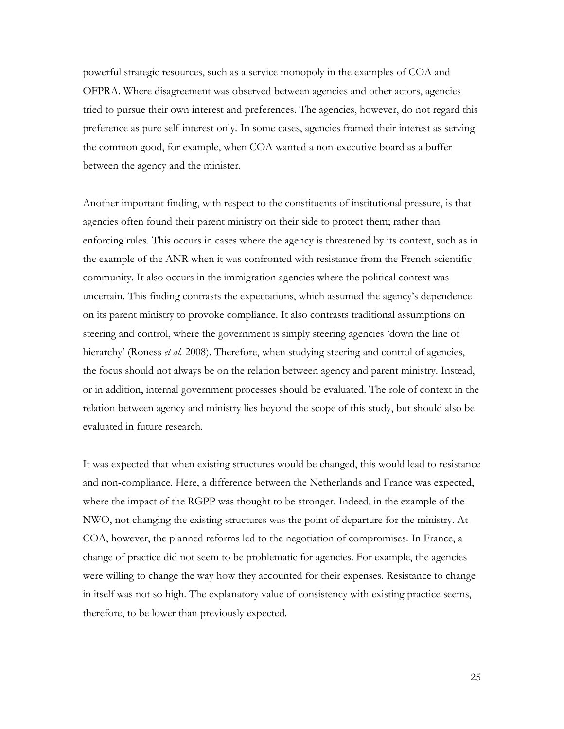powerful strategic resources, such as a service monopoly in the examples of COA and OFPRA. Where disagreement was observed between agencies and other actors, agencies tried to pursue their own interest and preferences. The agencies, however, do not regard this preference as pure self-interest only. In some cases, agencies framed their interest as serving the common good, for example, when COA wanted a non-executive board as a buffer between the agency and the minister.

Another important finding, with respect to the constituents of institutional pressure, is that agencies often found their parent ministry on their side to protect them; rather than enforcing rules. This occurs in cases where the agency is threatened by its context, such as in the example of the ANR when it was confronted with resistance from the French scientific community. It also occurs in the immigration agencies where the political context was uncertain. This finding contrasts the expectations, which assumed the agency's dependence on its parent ministry to provoke compliance. It also contrasts traditional assumptions on steering and control, where the government is simply steering agencies 'down the line of hierarchy' (Roness *et al.* 2008). Therefore, when studying steering and control of agencies, the focus should not always be on the relation between agency and parent ministry. Instead, or in addition, internal government processes should be evaluated. The role of context in the relation between agency and ministry lies beyond the scope of this study, but should also be evaluated in future research.

It was expected that when existing structures would be changed, this would lead to resistance and non-compliance. Here, a difference between the Netherlands and France was expected, where the impact of the RGPP was thought to be stronger. Indeed, in the example of the NWO, not changing the existing structures was the point of departure for the ministry. At COA, however, the planned reforms led to the negotiation of compromises. In France, a change of practice did not seem to be problematic for agencies. For example, the agencies were willing to change the way how they accounted for their expenses. Resistance to change in itself was not so high. The explanatory value of consistency with existing practice seems, therefore, to be lower than previously expected.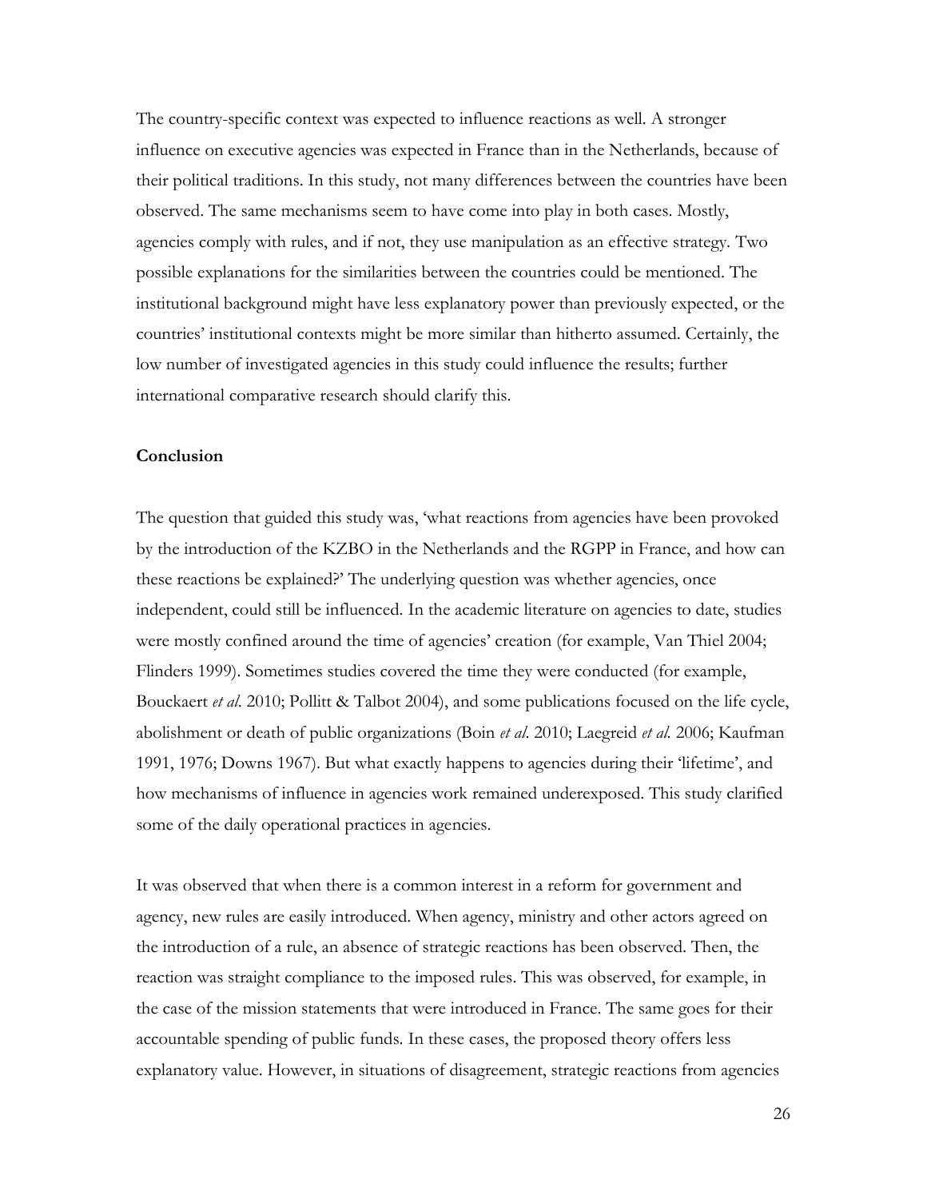The country-specific context was expected to influence reactions as well. A stronger influence on executive agencies was expected in France than in the Netherlands, because of their political traditions. In this study, not many differences between the countries have been observed. The same mechanisms seem to have come into play in both cases. Mostly, agencies comply with rules, and if not, they use manipulation as an effective strategy. Two possible explanations for the similarities between the countries could be mentioned. The institutional background might have less explanatory power than previously expected, or the countries' institutional contexts might be more similar than hitherto assumed. Certainly, the low number of investigated agencies in this study could influence the results; further international comparative research should clarify this.

**Conclusion**

The question that guided this study was, 'what reactions from agencies have been provoked by the introduction of the KZBO in the Netherlands and the RGPP in France, and how can these reactions be explained?' The underlying question was whether agencies, once independent, could still be influenced. In the academic literature on agencies to date, studies were mostly confined around the time of agencies' creation (for example, Van Thiel 2004; Flinders 1999). Sometimes studies covered the time they were conducted (for example, Bouckaert *et al.* 2010; Pollitt & Talbot 2004), and some publications focused on the life cycle, abolishment or death of public organizations (Boin *et al.* 2010; Laegreid *et al.* 2006; Kaufman 1991, 1976; Downs 1967). But what exactly happens to agencies during their 'lifetime', and how mechanisms of influence in agencies work remained underexposed. This study clarified some of the daily operational practices in agencies.

It was observed that when there is a common interest in a reform for government and agency, new rules are easily introduced. When agency, ministry and other actors agreed on the introduction of a rule, an absence of strategic reactions has been observed. Then, the reaction was straight compliance to the imposed rules. This was observed, for example, in the case of the mission statements that were introduced in France. The same goes for their accountable spending of public funds. In these cases, the proposed theory offers less explanatory value. However, in situations of disagreement, strategic reactions from agencies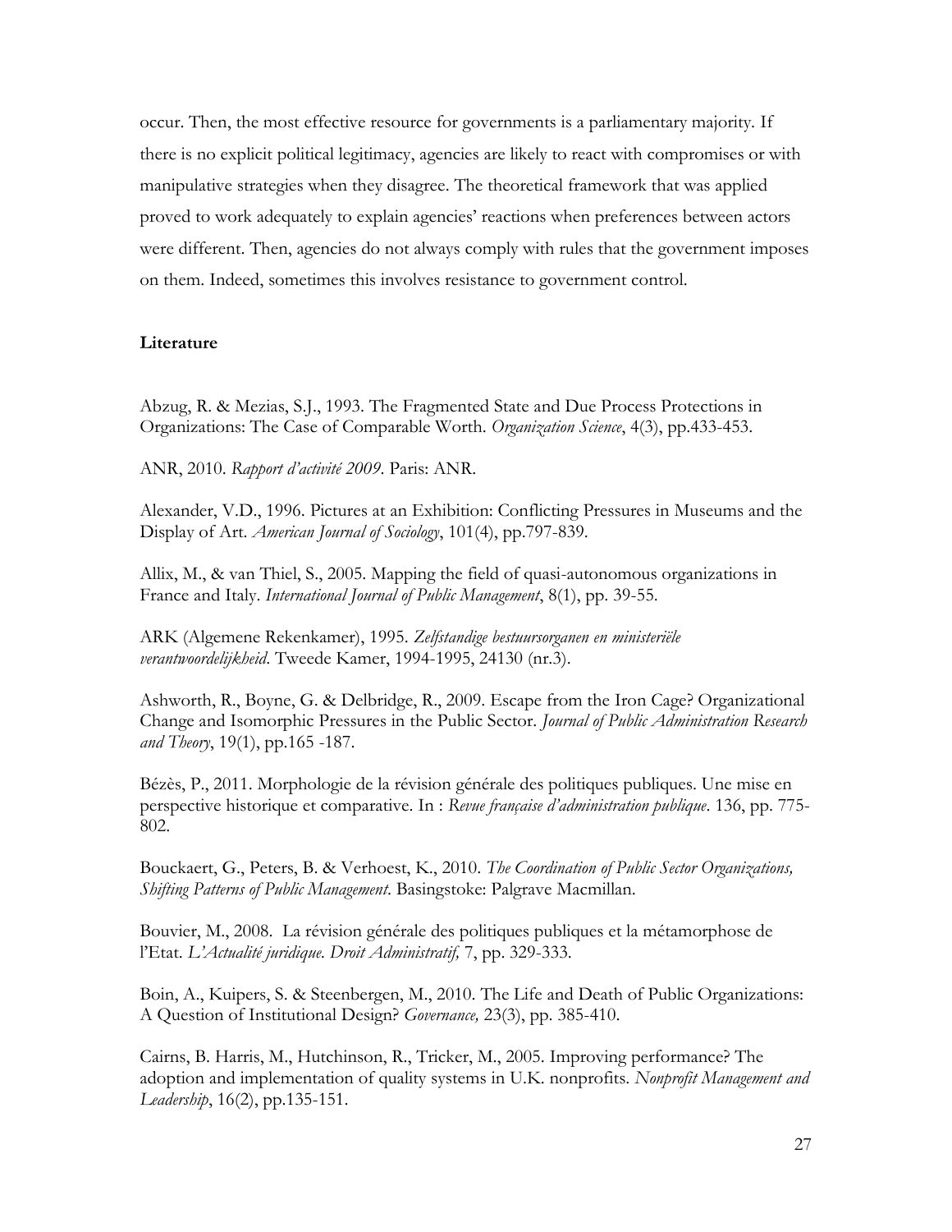occur. Then, the most effective resource for governments is a parliamentary majority. If there is no explicit political legitimacy, agencies are likely to react with compromises or with manipulative strategies when they disagree. The theoretical framework that was applied proved to work adequately to explain agencies' reactions when preferences between actors were different. Then, agencies do not always comply with rules that the government imposes on them. Indeed, sometimes this involves resistance to government control.

## Literature

Abzug, R. & Mezias, S.J., 1993. The Fragmented State and Due Process Protections in Organizations: The Case of Comparable Worth. *Organization Science*, 4(3), pp.433-453.

ANR, 2010. *Rapport d'activité 2009*. Paris: ANR.

Alexander, V.D., 1996. Pictures at an Exhibition: Conflicting Pressures in Museums and the Display of Art. *American Journal of Sociology*, 101(4), pp.797-839.

Allix, M., & van Thiel, S., 2005. Mapping the field of quasi-autonomous organizations in France and Italy. *International Journal of Public Management*, 8(1), pp. 39-55.

ARK (Algemene Rekenkamer), 1995. *Zelfstandige bestuursorganen en ministeriële verantwoordelijkheid*. Tweede Kamer, 1994-1995, 24130 (nr.3).

Ashworth, R., Boyne, G. & Delbridge, R., 2009. Escape from the Iron Cage? Organizational Change and Isomorphic Pressures in the Public Sector. *Journal of Public Administration Research and Theory*, 19(1), pp.165 -187.

Bézès, P., 2011. Morphologie de la révision générale des politiques publiques. Une mise en perspective historique et comparative. In : *Revue française d'administration publique*. 136, pp. 775-802.

Bouckaert, G., Peters, B. & Verhoest, K., 2010. *The Coordination of Public Sector Organizations, Shifting Patterns of Public Management*. Basingstoke: Palgrave Macmillan.

Bouvier, M., 2008. La révision générale des politiques publiques et la métamorphose de l'Etat. *L'Actualité juridique. Droit Administratif,* 7, pp. 329-333.

Boin, A., Kuipers, S. & Steenbergen, M., 2010. The Life and Death of Public Organizations: A Question of Institutional Design? *Governance,* 23(3), pp. 385-410.

Cairns, B. Harris, M., Hutchinson, R., Tricker, M., 2005. Improving performance? The adoption and implementation of quality systems in U.K. nonprofits. *Nonprofit Management and Leadership*, 16(2), pp.135-151.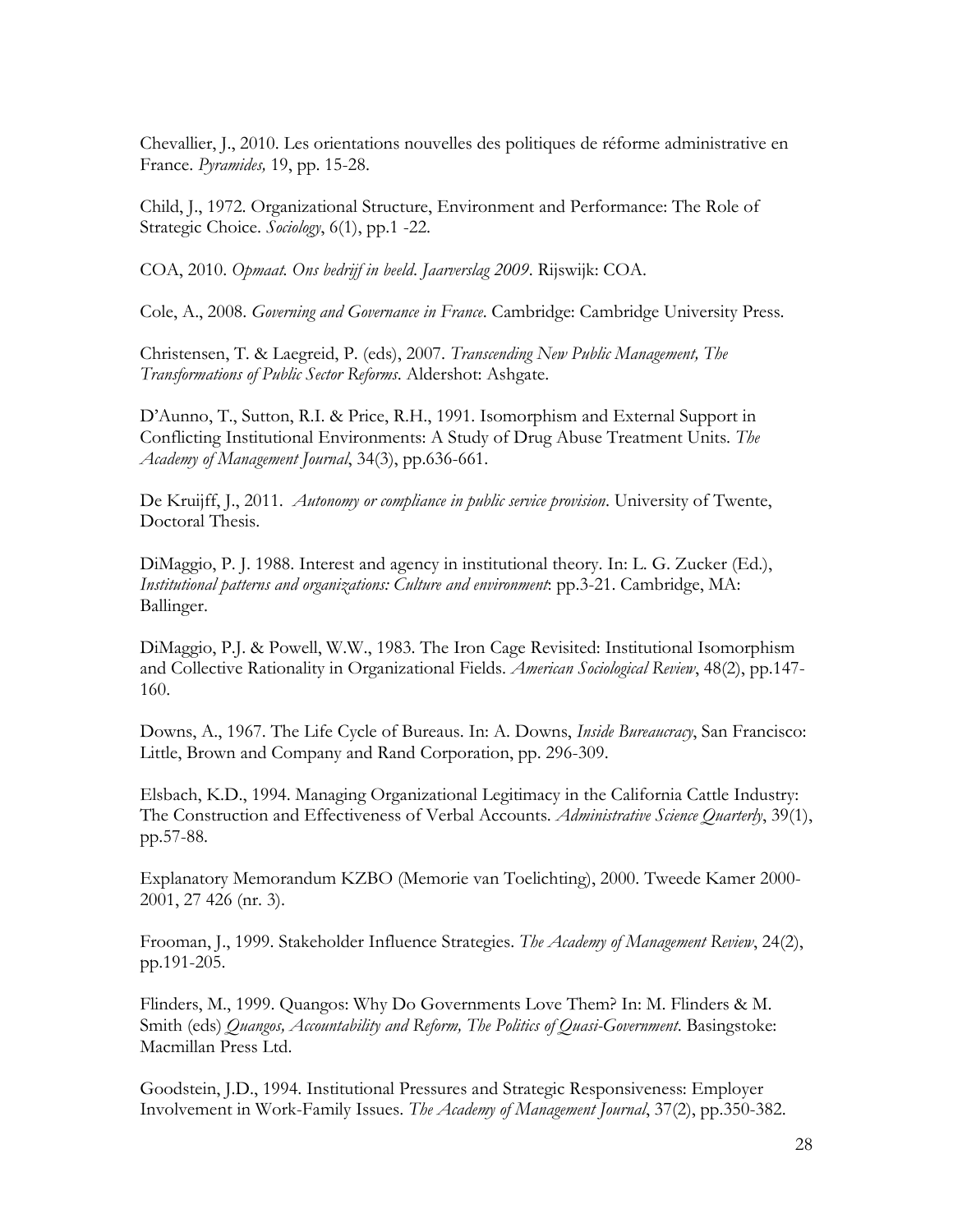Chevallier, J., 2010. Les orientations nouvelles des politiques de réforme administrative en France. *Pyramides,* 19, pp. 15-28.

Child, J., 1972. Organizational Structure, Environment and Performance: The Role of Strategic Choice. *Sociology*, 6(1), pp.1 -22.

COA, 2010. *Opmaat. Ons bedrijf in beeld. Jaarverslag 2009*. Rijswijk: COA.

Cole, A., 2008. *Governing and Governance in France*. Cambridge: Cambridge University Press.

Christensen, T. & Laegreid, P. (eds), 2007. *Transcending New Public Management, The Transformations of Public Sector Reforms*. Aldershot: Ashgate.

D'Aunno, T., Sutton, R.I. & Price, R.H., 1991. Isomorphism and External Support in Conflicting Institutional Environments: A Study of Drug Abuse Treatment Units. *The Academy of Management Journal*, 34(3), pp.636-661.

De Kruijff, J., 2011. *Autonomy or compliance in public service provision*. University of Twente, Doctoral Thesis.

DiMaggio, P. J. 1988. Interest and agency in institutional theory. In: L. G. Zucker (Ed.), *Institutional patterns and organizations: Culture and environment*: pp.3-21. Cambridge, MA: Ballinger.

DiMaggio, P.J. & Powell, W.W., 1983. The Iron Cage Revisited: Institutional Isomorphism and Collective Rationality in Organizational Fields. *American Sociological Review*, 48(2), pp.147-160.

Downs, A., 1967. The Life Cycle of Bureaus. In: A. Downs, *Inside Bureaucracy*, San Francisco: Little, Brown and Company and Rand Corporation, pp. 296-309.

Elsbach, K.D., 1994. Managing Organizational Legitimacy in the California Cattle Industry: The Construction and Effectiveness of Verbal Accounts. *Administrative Science Quarterly*, 39(1), pp.57-88.

Explanatory Memorandum KZBO (Memorie van Toelichting), 2000. Tweede Kamer 2000-2001, 27 426 (nr. 3).

Frooman, J., 1999. Stakeholder Influence Strategies. *The Academy of Management Review*, 24(2), pp.191-205.

Flinders, M., 1999. Quangos: Why Do Governments Love Them? In: M. Flinders & M. Smith (eds) *Quangos, Accountability and Reform, The Politics of Quasi-Government*. Basingstoke: Macmillan Press Ltd.

Goodstein, J.D., 1994. Institutional Pressures and Strategic Responsiveness: Employer Involvement in Work-Family Issues. *The Academy of Management Journal*, 37(2), pp.350-382.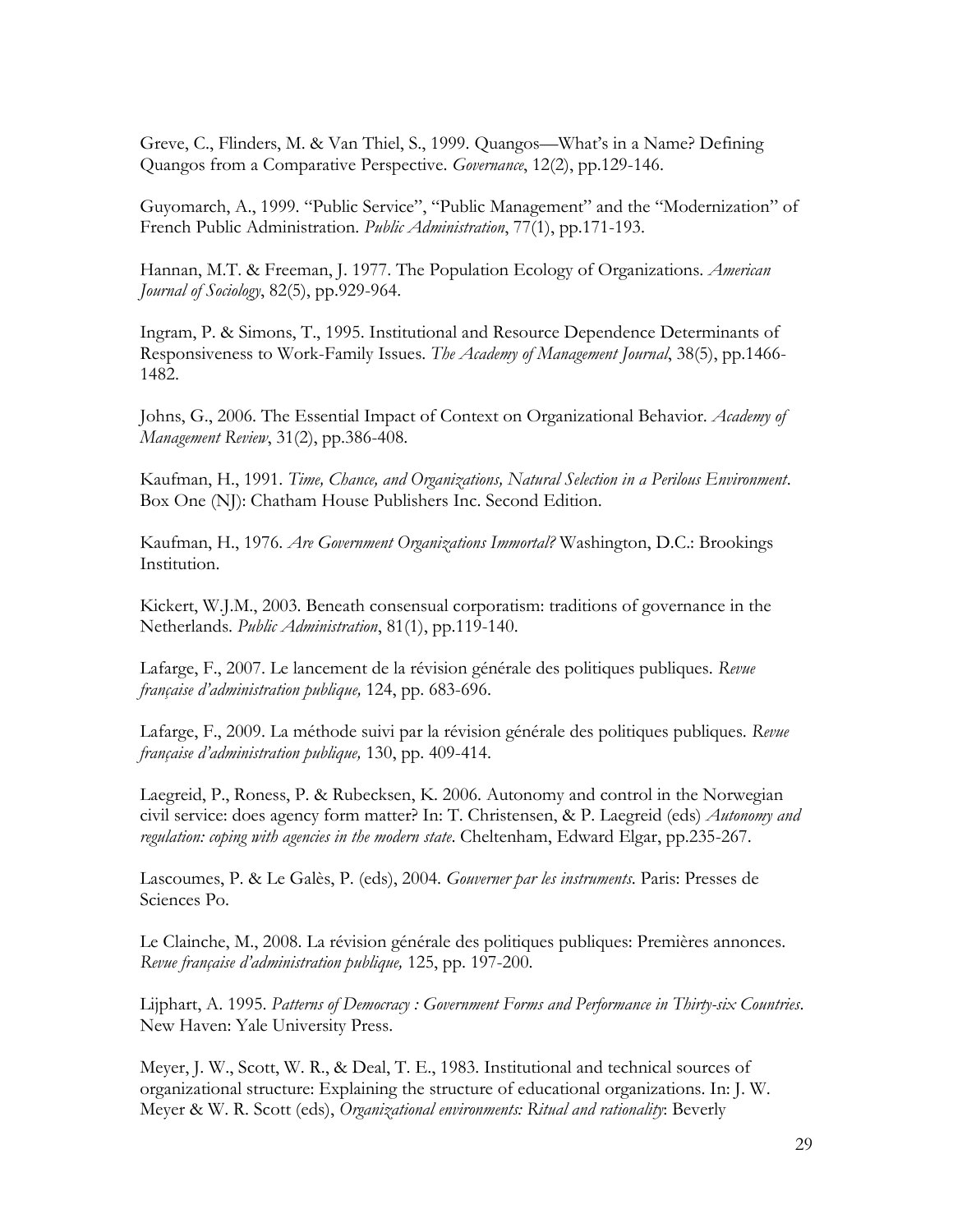Greve, C., Flinders, M. & Van Thiel, S., 1999. Quangos—What's in a Name? Defining Quangos from a Comparative Perspective. *Governance*, 12(2), pp.129-146.

Guyomarch, A., 1999. "Public Service", "Public Management" and the "Modernization" of French Public Administration. *Public Administration*, 77(1), pp.171-193.

Hannan, M.T. & Freeman, J. 1977. The Population Ecology of Organizations. *American Journal of Sociology*, 82(5), pp.929-964.

Ingram, P. & Simons, T., 1995. Institutional and Resource Dependence Determinants of Responsiveness to Work-Family Issues. *The Academy of Management Journal*, 38(5), pp.1466-1482.

Johns, G., 2006. The Essential Impact of Context on Organizational Behavior. *Academy of Management Review*, 31(2), pp.386-408.

Kaufman, H., 1991. *Time, Chance, and Organizations, Natural Selection in a Perilous Environment*. Box One (NJ): Chatham House Publishers Inc. Second Edition.

Kaufman, H., 1976. *Are Government Organizations Immortal?* Washington, D.C.: Brookings Institution.

Kickert, W.J.M., 2003. Beneath consensual corporatism: traditions of governance in the Netherlands. *Public Administration*, 81(1), pp.119-140.

Lafarge, F., 2007. Le lancement de la révision générale des politiques publiques. *Revue française d'administration publique,* 124, pp. 683-696.

Lafarge, F., 2009. La méthode suivi par la révision générale des politiques publiques. *Revue française d'administration publique,* 130, pp. 409-414.

Laegreid, P., Roness, P. & Rubecksen, K. 2006. Autonomy and control in the Norwegian civil service: does agency form matter? In: T. Christensen, & P. Laegreid (eds) *Autonomy and regulation: coping with agencies in the modern state*. Cheltenham, Edward Elgar, pp.235-267.

Lascoumes, P. & Le Galès, P. (eds), 2004. *Gouverner par les instruments.* Paris: Presses de Sciences Po.

Le Clainche, M., 2008. La révision générale des politiques publiques: Premières annonces. *Revue française d'administration publique,* 125, pp. 197-200.

Lijphart, A. 1995. *Patterns of Democracy : Government Forms and Performance in Thirty-six Countries*. New Haven: Yale University Press.

Meyer, J. W., Scott, W. R., & Deal, T. E., 1983. Institutional and technical sources of organizational structure: Explaining the structure of educational organizations. In: J. W. Meyer & W. R. Scott (eds), *Organizational environments: Ritual and rationality*: Beverly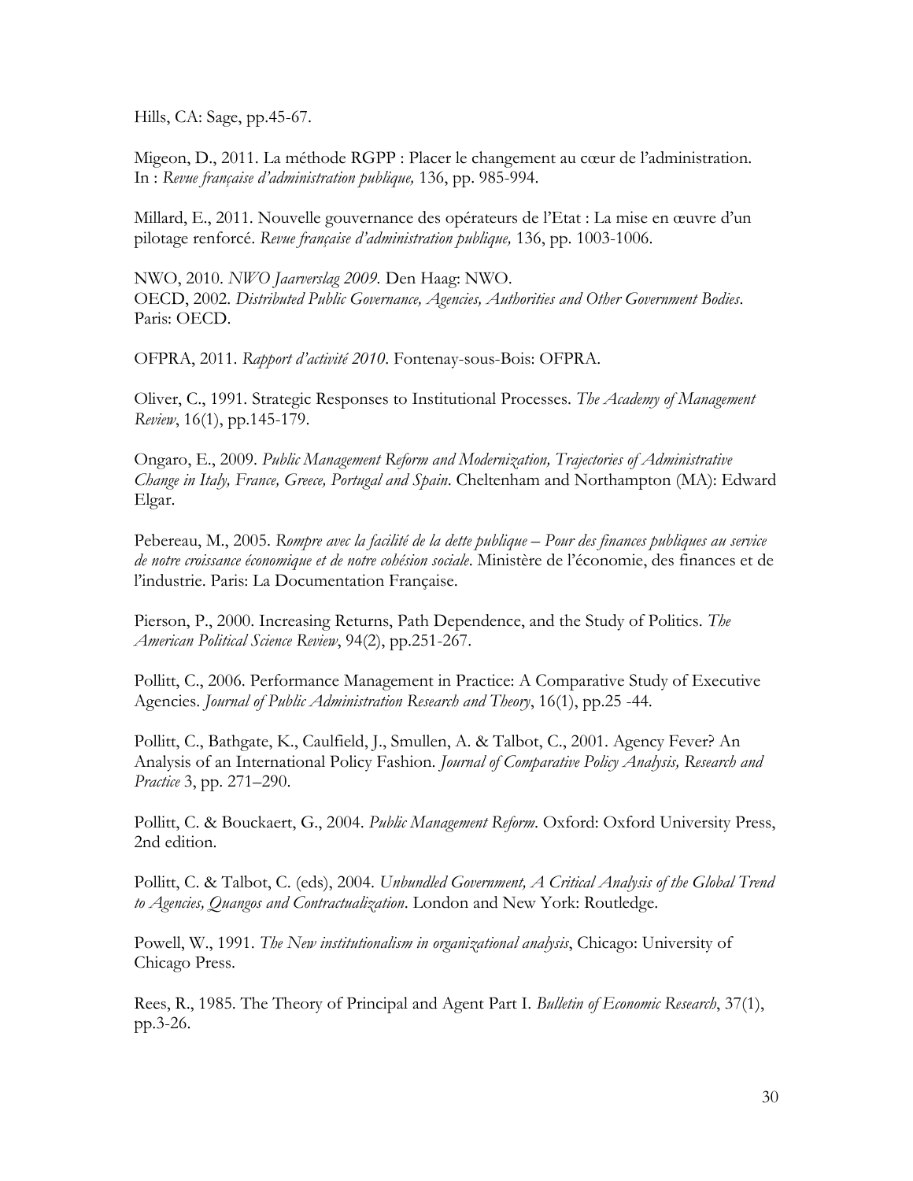Hills, CA: Sage, pp.45-67.

Migeon, D., 2011. La méthode RGPP : Placer le changement au cœur de l'administration. In : *Revue française d'administration publique,* 136, pp. 985-994.

Millard, E., 2011. Nouvelle gouvernance des opérateurs de l'Etat : La mise en œuvre d'un pilotage renforcé. *Revue française d'administration publique,* 136, pp. 1003-1006.

NWO, 2010. *NWO Jaarverslag 2009.* Den Haag: NWO.
OECD, 2002. *Distributed Public Governance, Agencies, Authorities and Other Government Bodies*. Paris: OECD.

OFPRA, 2011. *Rapport d'activité 2010*. Fontenay-sous-Bois: OFPRA.

Oliver, C., 1991. Strategic Responses to Institutional Processes. *The Academy of Management Review*, 16(1), pp.145-179.

Ongaro, E., 2009. *Public Management Reform and Modernization, Trajectories of Administrative Change in Italy, France, Greece, Portugal and Spain*. Cheltenham and Northampton (MA): Edward Elgar.

Pebereau, M., 2005. *Rompre avec la facilité de la dette publique – Pour des finances publiques au service de notre croissance économique et de notre cohésion sociale*. Ministère de l'économie, des finances et de l'industrie. Paris: La Documentation Française.

Pierson, P., 2000. Increasing Returns, Path Dependence, and the Study of Politics. *The American Political Science Review*, 94(2), pp.251-267.

Pollitt, C., 2006. Performance Management in Practice: A Comparative Study of Executive Agencies. *Journal of Public Administration Research and Theory*, 16(1), pp.25 -44.

Pollitt, C., Bathgate, K., Caulfield, J., Smullen, A. & Talbot, C., 2001. Agency Fever? An Analysis of an International Policy Fashion. *Journal of Comparative Policy Analysis, Research and Practice* 3, pp. 271–290.

Pollitt, C. & Bouckaert, G., 2004. *Public Management Reform*. Oxford: Oxford University Press, 2nd edition.

Pollitt, C. & Talbot, C. (eds), 2004. *Unbundled Government, A Critical Analysis of the Global Trend to Agencies, Quangos and Contractualization*. London and New York: Routledge.

Powell, W., 1991. *The New institutionalism in organizational analysis*, Chicago: University of Chicago Press.

Rees, R., 1985. The Theory of Principal and Agent Part I. *Bulletin of Economic Research*, 37(1), pp.3-26.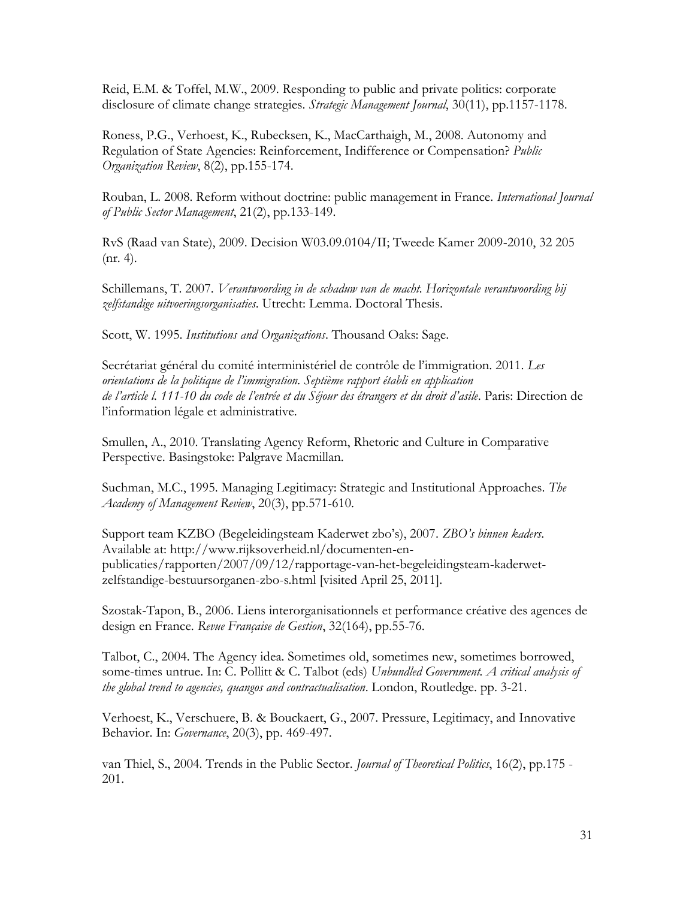Reid, E.M. & Toffel, M.W., 2009. Responding to public and private politics: corporate disclosure of climate change strategies. *Strategic Management Journal*, 30(11), pp.1157-1178.

Roness, P.G., Verhoest, K., Rubecksen, K., MacCarthaigh, M., 2008. Autonomy and Regulation of State Agencies: Reinforcement, Indifference or Compensation? *Public Organization Review*, 8(2), pp.155-174.

Rouban, L. 2008. Reform without doctrine: public management in France. *International Journal of Public Sector Management*, 21(2), pp.133-149.

RvS (Raad van State), 2009. Decision W03.09.0104/II; Tweede Kamer 2009-2010, 32 205 (nr. 4).

Schillemans, T. 2007. *Verantwoording in de schaduw van de macht. Horizontale verantwoording bij zelfstandige uitvoeringsorganisaties*. Utrecht: Lemma. Doctoral Thesis.

Scott, W. 1995. *Institutions and Organizations*. Thousand Oaks: Sage.

Secrétariat général du comité interministériel de contrôle de l'immigration. 2011. *Les orientations de la politique de l'immigration. Septième rapport établi en application de l'article l. 111-10 du code de l'entrée et du Séjour des étrangers et du droit d'asile*. Paris: Direction de l'information légale et administrative.

Smullen, A., 2010. Translating Agency Reform, Rhetoric and Culture in Comparative Perspective. Basingstoke: Palgrave Macmillan.

Suchman, M.C., 1995. Managing Legitimacy: Strategic and Institutional Approaches. *The Academy of Management Review*, 20(3), pp.571-610.

Support team KZBO (Begeleidingsteam Kaderwet zbo's), 2007. *ZBO's binnen kaders*. Available at: http://www.rijksoverheid.nl/documenten-en-publicaties/rapporten/2007/09/12/rapportage-van-het-begeleidingsteam-kaderwet-zelfstandige-bestuursorganen-zbo-s.html [visited April 25, 2011].

Szostak-Tapon, B., 2006. Liens interorganisationnels et performance créative des agences de design en France. *Revue Française de Gestion*, 32(164), pp.55-76.

Talbot, C., 2004. The Agency idea. Sometimes old, sometimes new, sometimes borrowed, some-times untrue. In: C. Pollitt & C. Talbot (eds) *Unbundled Government. A critical analysis of the global trend to agencies, quangos and contractualisation*. London, Routledge. pp. 3-21.

Verhoest, K., Verschuere, B. & Bouckaert, G., 2007. Pressure, Legitimacy, and Innovative Behavior. In: *Governance*, 20(3), pp. 469-497.

van Thiel, S., 2004. Trends in the Public Sector. *Journal of Theoretical Politics*, 16(2), pp.175 - 201.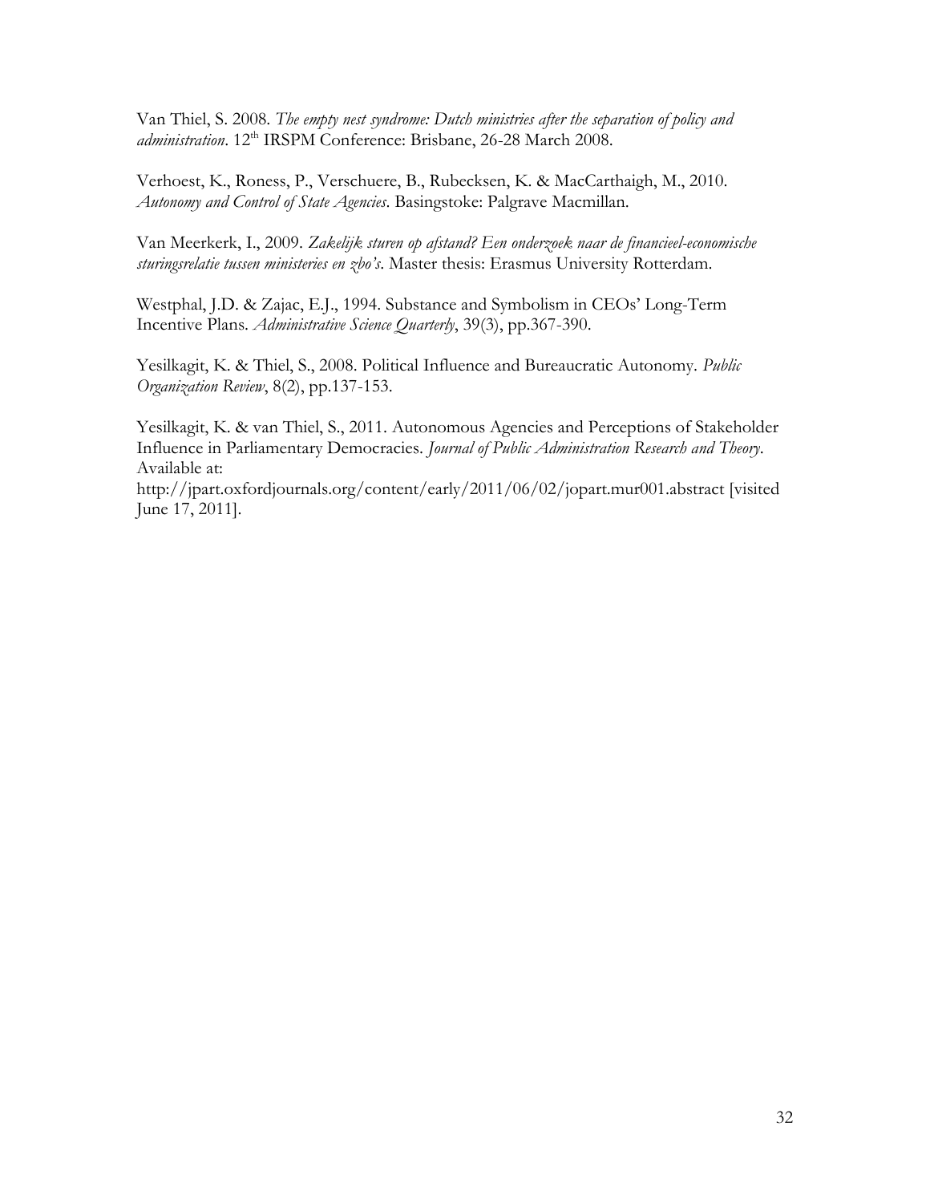Van Thiel, S. 2008. *The empty nest syndrome: Dutch ministries after the separation of policy and administration*. 12th IRSPM Conference: Brisbane, 26-28 March 2008.

Verhoest, K., Roness, P., Verschuere, B., Rubecksen, K. & MacCarthaigh, M., 2010. *Autonomy and Control of State Agencies*. Basingstoke: Palgrave Macmillan.

Van Meerkerk, I., 2009. *Zakelijk sturen op afstand? Een onderzoek naar de financieel-economische sturingsrelatie tussen ministeries en zbo's*. Master thesis: Erasmus University Rotterdam.

Westphal, J.D. & Zajac, E.J., 1994. Substance and Symbolism in CEOs' Long-Term Incentive Plans. *Administrative Science Quarterly*, 39(3), pp.367-390.

Yesilkagit, K. & Thiel, S., 2008. Political Influence and Bureaucratic Autonomy. *Public Organization Review*, 8(2), pp.137-153.

Yesilkagit, K. & van Thiel, S., 2011. Autonomous Agencies and Perceptions of Stakeholder Influence in Parliamentary Democracies. *Journal of Public Administration Research and Theory*. Available at: http://jpart.oxfordjournals.org/content/early/2011/06/02/jopart.mur001.abstract [visited June 17, 2011].